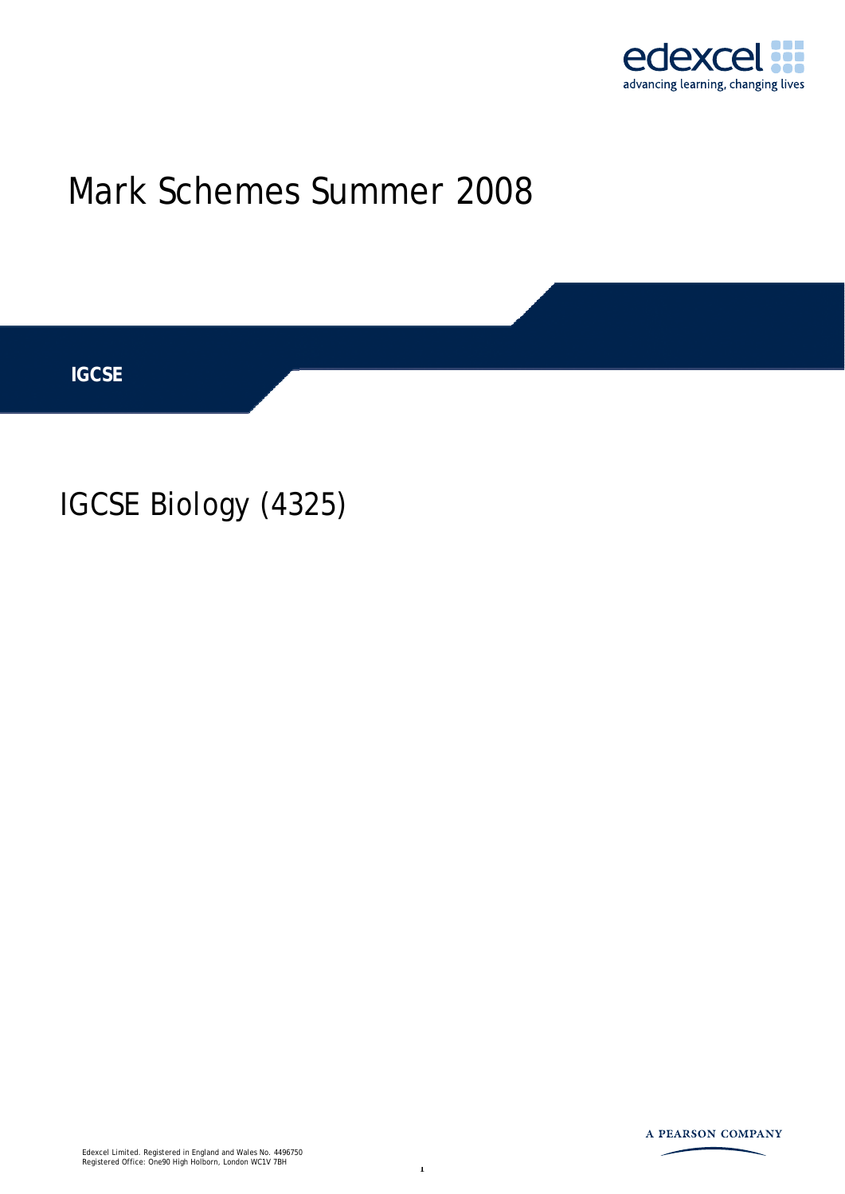edexcel
advancing learning, changing lives

# Mark Schemes Summer 2008

**IGCSE**

## IGCSE Biology (4325)

A PEARSON COMPANY

Edexcel Limited. Registered in England and Wales No. 4496750
Registered Office: One90 High Holborn, London WC1V 7BH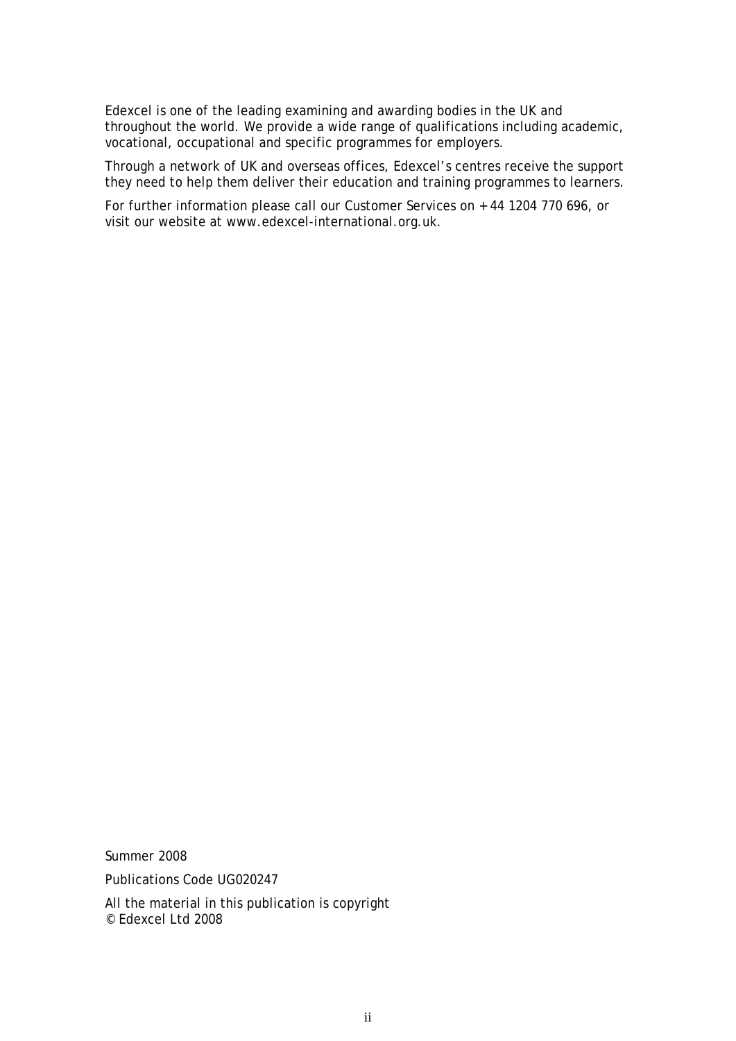Edexcel is one of the leading examining and awarding bodies in the UK and throughout the world. We provide a wide range of qualifications including academic, vocational, occupational and specific programmes for employers.

Through a network of UK and overseas offices, Edexcel's centres receive the support they need to help them deliver their education and training programmes to learners.

For further information please call our Customer Services on + 44 1204 770 696, or visit our website at www.edexcel-international.org.uk.

Summer 2008

Publications Code UG020247

All the material in this publication is copyright
© Edexcel Ltd 2008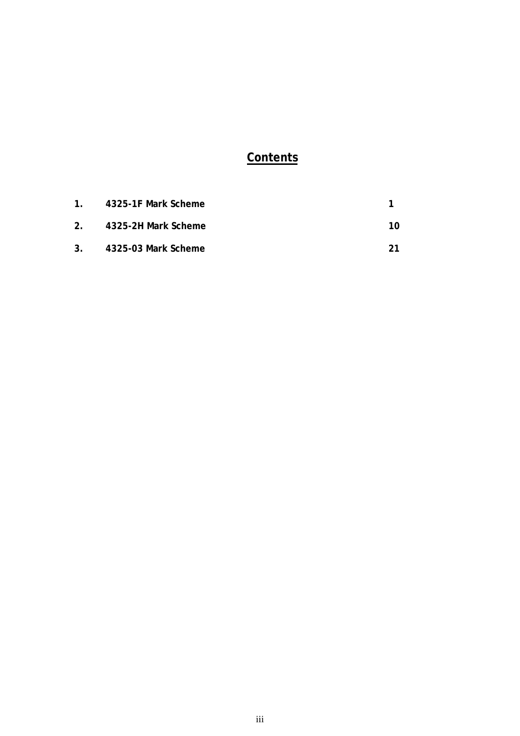# Contents

| | | |
|---|---|---|
| 1. | 4325-1F Mark Scheme | 1 |
| 2. | 4325-2H Mark Scheme | 10 |
| 3. | 4325-03 Mark Scheme | 21 |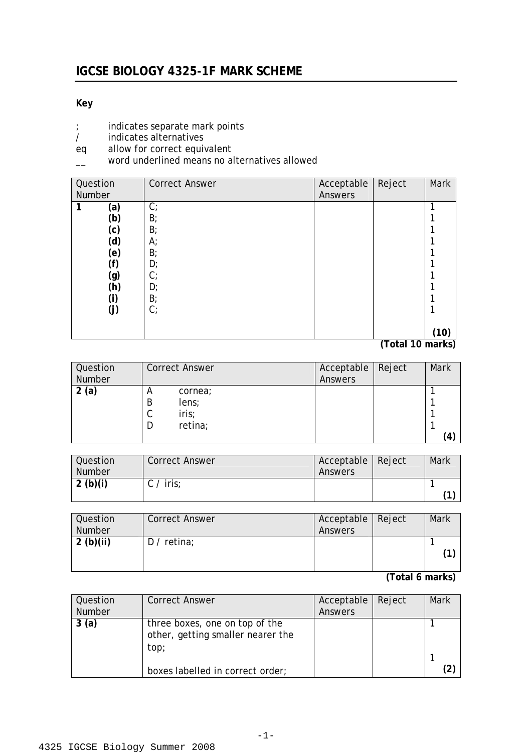# IGCSE BIOLOGY 4325-1F MARK SCHEME

**Key**

| | |
|---|---|
| ; | indicates separate mark points |
| / | indicates alternatives |
| eq | allow for correct equivalent |
| __ | word underlined means no alternatives allowed |

| Question Number | Correct Answer | Acceptable Answers | Reject | Mark |
|---|---|---|---|---|
| **1 (a)** | C; | | | 1 |
| **(b)** | B; | | | 1 |
| **(c)** | B; | | | 1 |
| **(d)** | A; | | | 1 |
| **(e)** | B; | | | 1 |
| **(f)** | D; | | | 1 |
| **(g)** | C; | | | 1 |
| **(h)** | D; | | | 1 |
| **(i)** | B; | | | 1 |
| **(j)** | C; | | | 1 |
| | | | | **(10)** |

**(Total 10 marks)**

| Question Number | Correct Answer | Acceptable Answers | Reject | Mark |
|---|---|---|---|---|
| **2 (a)** | A cornea; | | | 1 |
| | B lens; | | | 1 |
| | C iris; | | | 1 |
| | D retina; | | | 1 |
| | | | | **(4)** |

| Question Number | Correct Answer | Acceptable Answers | Reject | Mark |
|---|---|---|---|---|
| **2 (b)(i)** | C / iris; | | | 1 **(1)** |

| Question Number | Correct Answer | Acceptable Answers | Reject | Mark |
|---|---|---|---|---|
| **2 (b)(ii)** | D / retina; | | | 1 **(1)** |

**(Total 6 marks)**

| Question Number | Correct Answer | Acceptable Answers | Reject | Mark |
|---|---|---|---|---|
| **3 (a)** | three boxes, one on top of the other, getting smaller nearer the top; | | | 1 |
| | boxes labelled in correct order; | | | 1 **(2)** |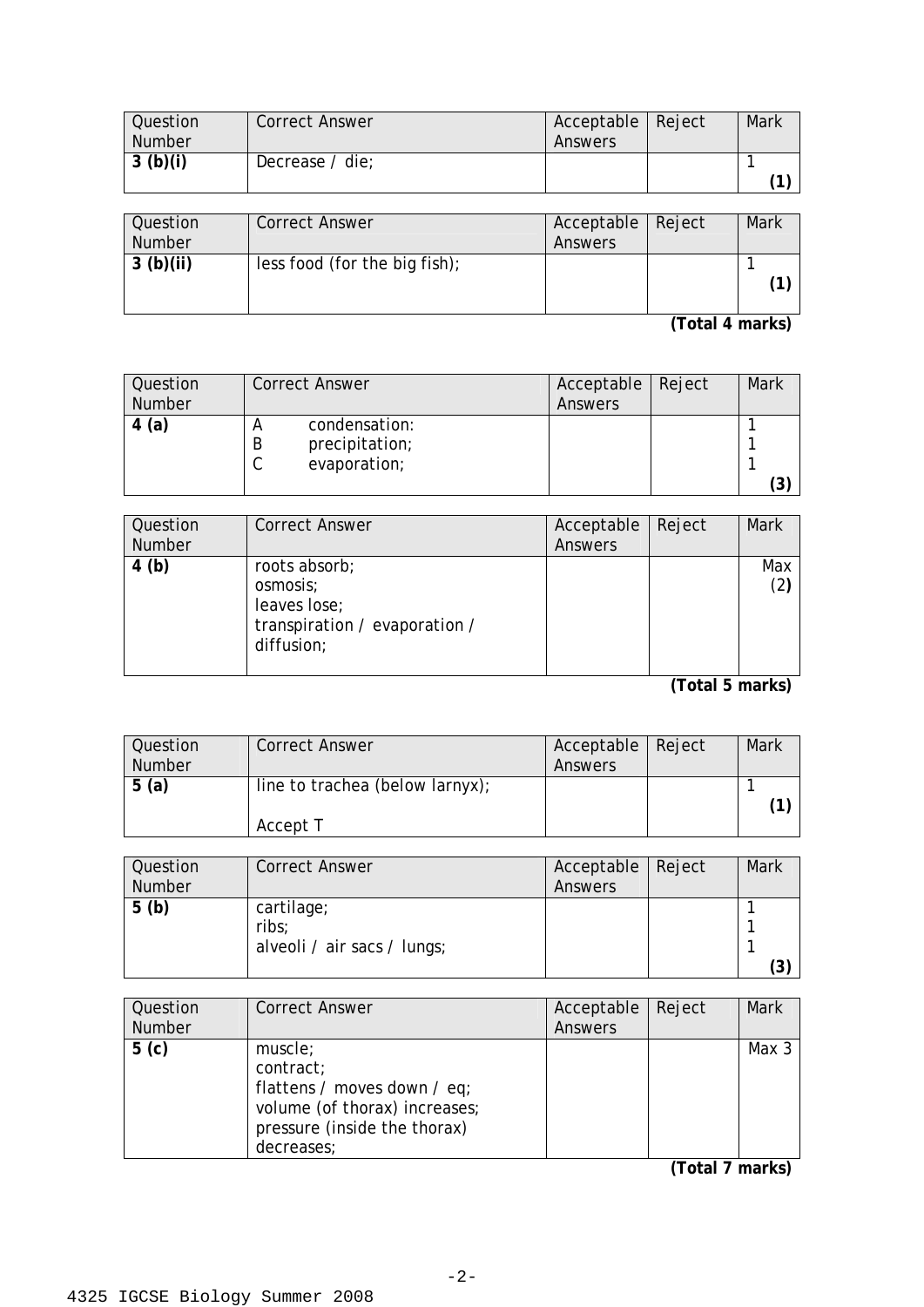| Question Number | Correct Answer | Acceptable Answers | Reject | Mark |
|---|---|---|---|---|
| **3 (b)(i)** | Decrease / die; | | | 1 **(1)** |

| Question Number | Correct Answer | Acceptable Answers | Reject | Mark |
|---|---|---|---|---|
| **3 (b)(ii)** | less food (for the big fish); | | | 1 **(1)** |

**(Total 4 marks)**

| Question Number | Correct Answer | Acceptable Answers | Reject | Mark |
|---|---|---|---|---|
| **4 (a)** | A condensation:<br>B precipitation;<br>C evaporation; | | | 1<br>1<br>1<br>**(3)** |

| Question Number | Correct Answer | Acceptable Answers | Reject | Mark |
|---|---|---|---|---|
| **4 (b)** | roots absorb;<br>osmosis;<br>leaves lose;<br>transpiration / evaporation / diffusion; | | | Max (2**)** |

**(Total 5 marks)**

| Question Number | Correct Answer | Acceptable Answers | Reject | Mark |
|---|---|---|---|---|
| **5 (a)** | line to trachea (below larnyx);<br><br>Accept T | | | 1 **(1)** |

| Question Number | Correct Answer | Acceptable Answers | Reject | Mark |
|---|---|---|---|---|
| **5 (b)** | cartilage;<br>ribs;<br>alveoli / air sacs / lungs; | | | 1<br>1<br>1<br>**(3)** |

| Question Number | Correct Answer | Acceptable Answers | Reject | Mark |
|---|---|---|---|---|
| **5 (c)** | muscle;<br>contract;<br>flattens / moves down / eq;<br>volume (of thorax) increases;<br>pressure (inside the thorax) decreases; | | | Max 3 |

**(Total 7 marks)**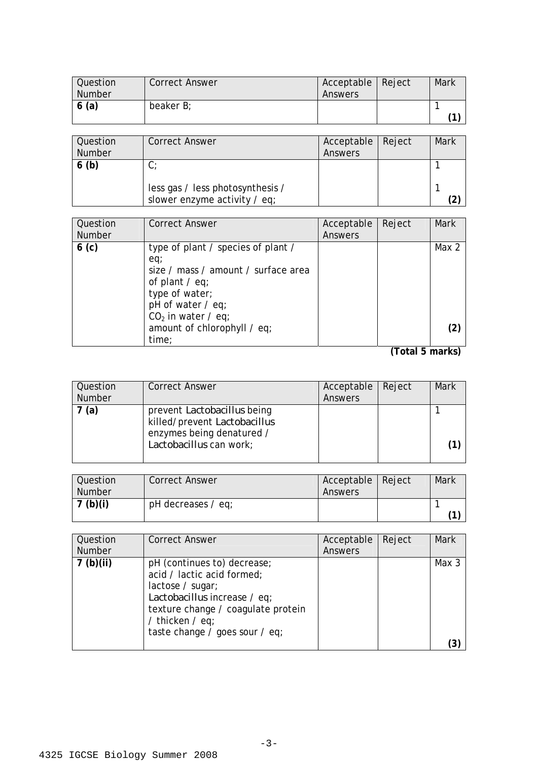| Question Number | Correct Answer | Acceptable Answers | Reject | Mark |
|---|---|---|---|---|
| **6 (a)** | beaker B; | | | 1 **(1)** |

| Question Number | Correct Answer | Acceptable Answers | Reject | Mark |
|---|---|---|---|---|
| **6 (b)** | C;<br><br>less gas / less photosynthesis / slower enzyme activity / eq; | | | 1<br><br>1 **(2)** |

| Question Number | Correct Answer | Acceptable Answers | Reject | Mark |
|---|---|---|---|---|
| **6 (c)** | type of plant / species of plant / eq;<br>size / mass / amount / surface area of plant / eq;<br>type of water;<br>pH of water / eq;<br>$CO_2$ in water / eq;<br>amount of chlorophyll / eq;<br>time; | | | Max 2<br><br>**(2)** |

**(Total 5 marks)**

| Question Number | Correct Answer | Acceptable Answers | Reject | Mark |
|---|---|---|---|---|
| **7 (a)** | prevent *Lactobacillus* being killed/prevent *Lactobacillus* enzymes being denatured / *Lactobacillus* can work; | | | 1<br><br>**(1)** |

| Question Number | Correct Answer | Acceptable Answers | Reject | Mark |
|---|---|---|---|---|
| **7 (b)(i)** | pH decreases / eq; | | | 1 **(1)** |

| Question Number | Correct Answer | Acceptable Answers | Reject | Mark |
|---|---|---|---|---|
| **7 (b)(ii)** | pH (continues to) decrease;<br>acid / lactic acid formed;<br>lactose / sugar;<br>*Lactobacillus* increase / eq;<br>texture change / coagulate protein / thicken / eq;<br>taste change / goes sour / eq; | | | Max 3<br><br>**(3)** |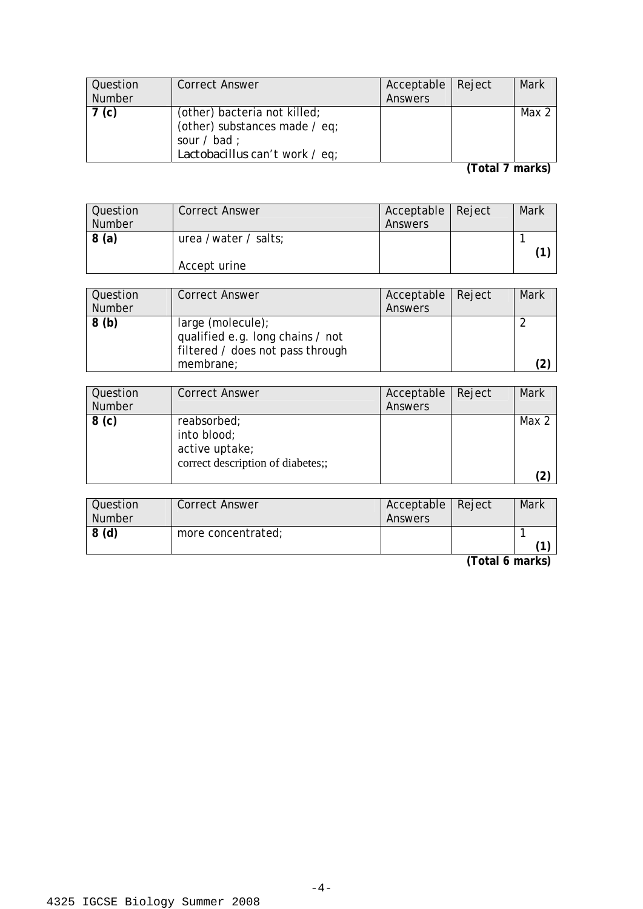| Question Number | Correct Answer | Acceptable Answers | Reject | Mark |
|---|---|---|---|---|
| **7 (c)** | (other) bacteria not killed;<br>(other) substances made / eq;<br>sour / bad ;<br>*Lactobacillus* can't work / eq; | | | Max 2 |

**(Total 7 marks)**

| Question Number | Correct Answer | Acceptable Answers | Reject | Mark |
|---|---|---|---|---|
| **8 (a)** | urea / water / salts;<br><br>Accept urine | | | 1<br>**(1)** |

| Question Number | Correct Answer | Acceptable Answers | Reject | Mark |
|---|---|---|---|---|
| **8 (b)** | large (molecule);<br>qualified e.g. long chains / not filtered / does not pass through membrane; | | | 2<br>**(2)** |

| Question Number | Correct Answer | Acceptable Answers | Reject | Mark |
|---|---|---|---|---|
| **8 (c)** | reabsorbed;<br>into blood;<br>active uptake;<br>correct description of diabetes;; | | | Max 2<br>**(2)** |

| Question Number | Correct Answer | Acceptable Answers | Reject | Mark |
|---|---|---|---|---|
| **8 (d)** | more concentrated; | | | 1<br>**(1)** |

**(Total 6 marks)**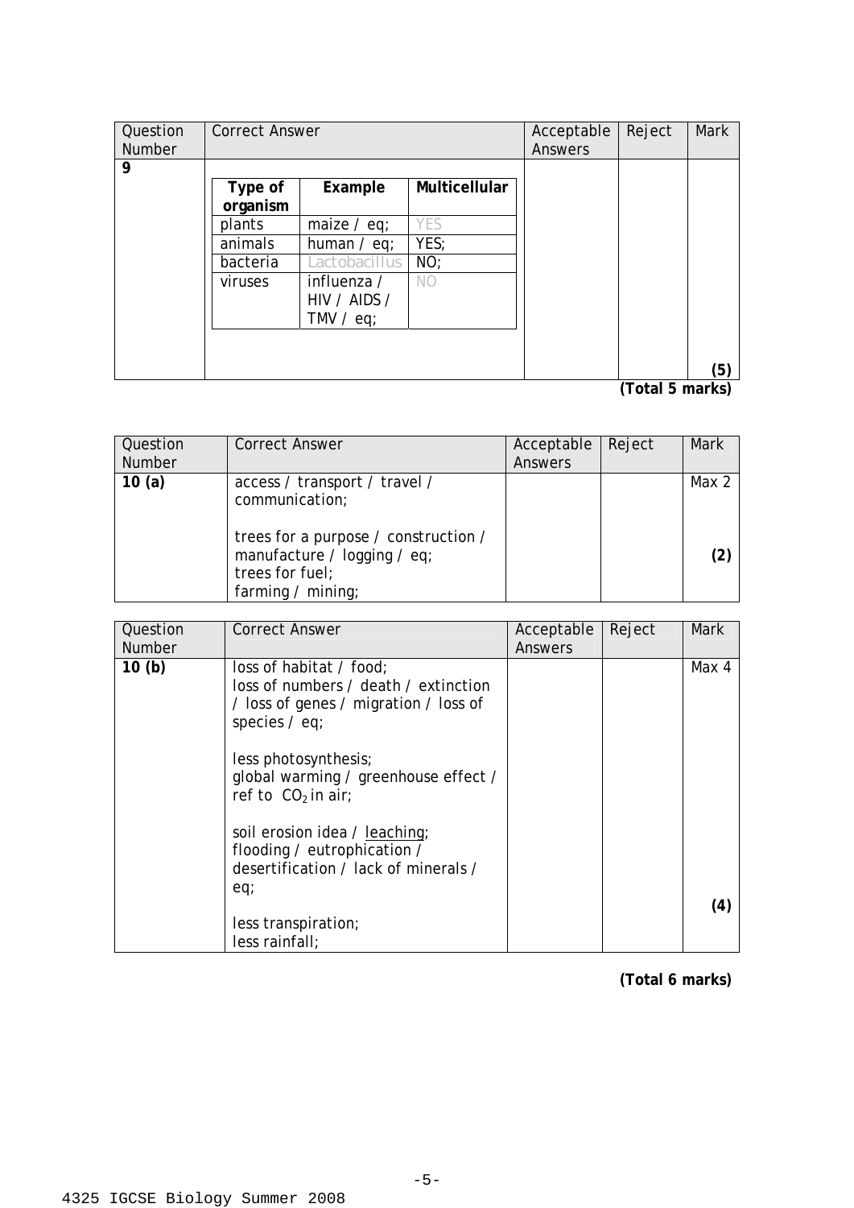| Question Number | Correct Answer | Acceptable Answers | Reject | Mark |
|---|---|---|---|---|
| 9 | (see table below) | | | (5) |

| Type of organism | Example | Multicellular |
|---|---|---|
| plants | maize / eq; | YES |
| animals | human / eq; | YES; |
| bacteria | Lactobacillus | NO; |
| viruses | influenza / HIV / AIDS / TMV / eq; | NO |

**(Total 5 marks)**

| Question Number | Correct Answer | Acceptable Answers | Reject | Mark |
|---|---|---|---|---|
| **10 (a)** | access / transport / travel / communication;<br><br>trees for a purpose / construction / manufacture / logging / eq;<br>trees for fuel;<br>farming / mining; | | | Max 2<br><br>**(2)** |

| Question Number | Correct Answer | Acceptable Answers | Reject | Mark |
|---|---|---|---|---|
| **10 (b)** | loss of habitat / food;<br>loss of numbers / death / extinction / loss of genes / migration / loss of species / eq;<br><br>less photosynthesis;<br>global warming / greenhouse effect / ref to $CO_2$ in air;<br><br>soil erosion idea / <u>leaching</u>;<br>flooding / eutrophication / desertification / lack of minerals / eq;<br><br>less transpiration;<br>less rainfall; | | | Max 4<br><br>**(4)** |

**(Total 6 marks)**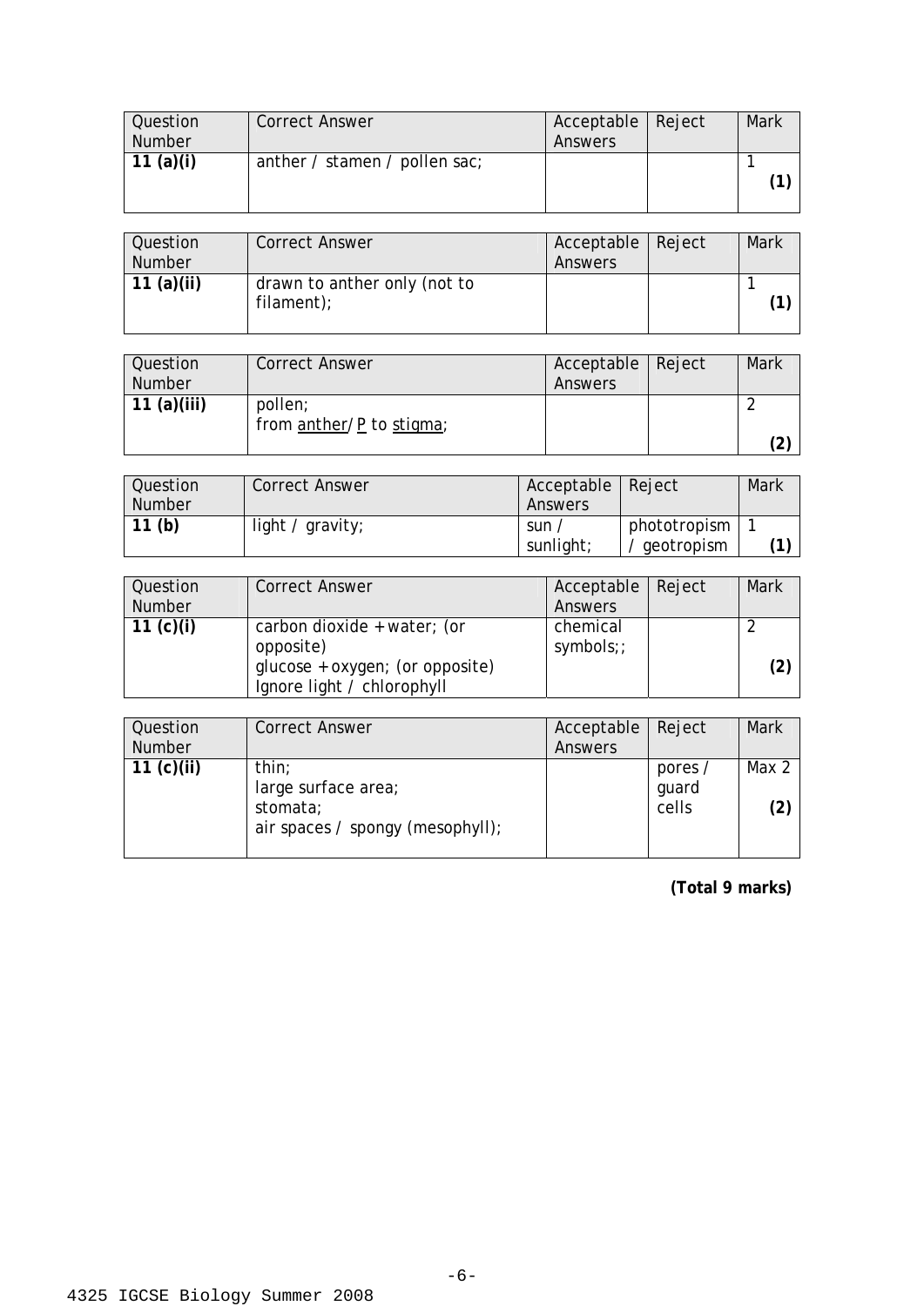| Question Number | Correct Answer | Acceptable Answers | Reject | Mark |
|---|---|---|---|---|
| **11 (a)(i)** | anther / stamen / pollen sac; | | | 1 **(1)** |

| Question Number | Correct Answer | Acceptable Answers | Reject | Mark |
|---|---|---|---|---|
| **11 (a)(ii)** | drawn to anther only (not to filament); | | | 1 **(1)** |

| Question Number | Correct Answer | Acceptable Answers | Reject | Mark |
|---|---|---|---|---|
| **11 (a)(iii)** | pollen;<br>from anther/P to stigma; | | | 2 **(2)** |

| Question Number | Correct Answer | Acceptable Answers | Reject | Mark |
|---|---|---|---|---|
| **11 (b)** | light / gravity; | sun / sunlight; | phototropism / geotropism | 1 **(1)** |

| Question Number | Correct Answer | Acceptable Answers | Reject | Mark |
|---|---|---|---|---|
| **11 (c)(i)** | carbon dioxide + water; (or opposite)<br>glucose + oxygen; (or opposite)<br>Ignore light / chlorophyll | chemical symbols;; | | 2 **(2)** |

| Question Number | Correct Answer | Acceptable Answers | Reject | Mark |
|---|---|---|---|---|
| **11 (c)(ii)** | thin;<br>large surface area;<br>stomata;<br>air spaces / spongy (mesophyll); | | pores / guard cells | Max 2 **(2)** |

**(Total 9 marks)**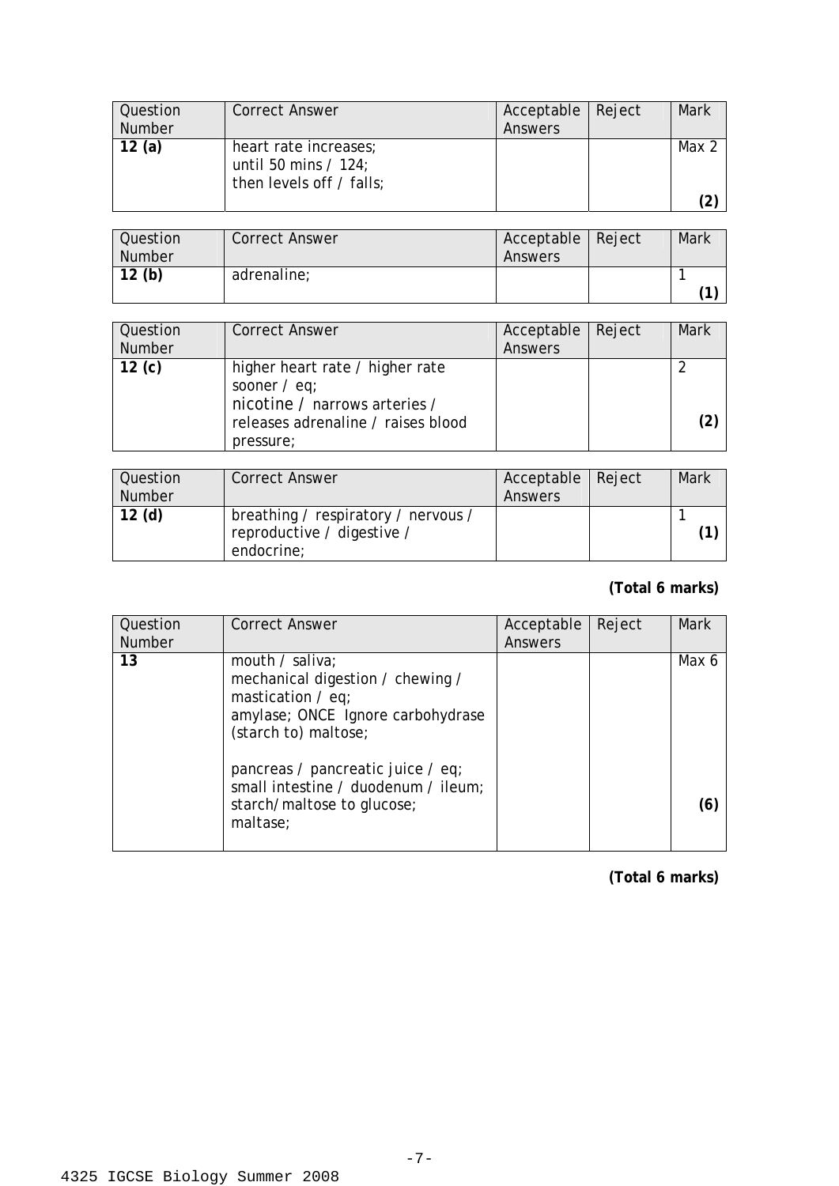| Question Number | Correct Answer | Acceptable Answers | Reject | Mark |
|---|---|---|---|---|
| **12 (a)** | heart rate increases;<br>until 50 mins / 124;<br>then levels off / falls; | | | Max 2<br>**(2)** |

| Question Number | Correct Answer | Acceptable Answers | Reject | Mark |
|---|---|---|---|---|
| **12 (b)** | adrenaline; | | | 1<br>**(1)** |

| Question Number | Correct Answer | Acceptable Answers | Reject | Mark |
|---|---|---|---|---|
| **12 (c)** | higher heart rate / higher rate sooner / eq;<br>nicotine / narrows arteries / releases adrenaline / raises blood pressure; | | | 2<br>**(2)** |

| Question Number | Correct Answer | Acceptable Answers | Reject | Mark |
|---|---|---|---|---|
| **12 (d)** | breathing / respiratory / nervous / reproductive / digestive / endocrine; | | | 1<br>**(1)** |

**(Total 6 marks)**

| Question Number | Correct Answer | Acceptable Answers | Reject | Mark |
|---|---|---|---|---|
| **13** | mouth / saliva;<br>mechanical digestion / chewing / mastication / eq;<br>amylase; ONCE Ignore carbohydrase<br>(starch to) maltose;<br><br>pancreas / pancreatic juice / eq;<br>small intestine / duodenum / ileum;<br>starch/maltose to glucose;<br>maltase; | | | Max 6<br>**(6)** |

**(Total 6 marks)**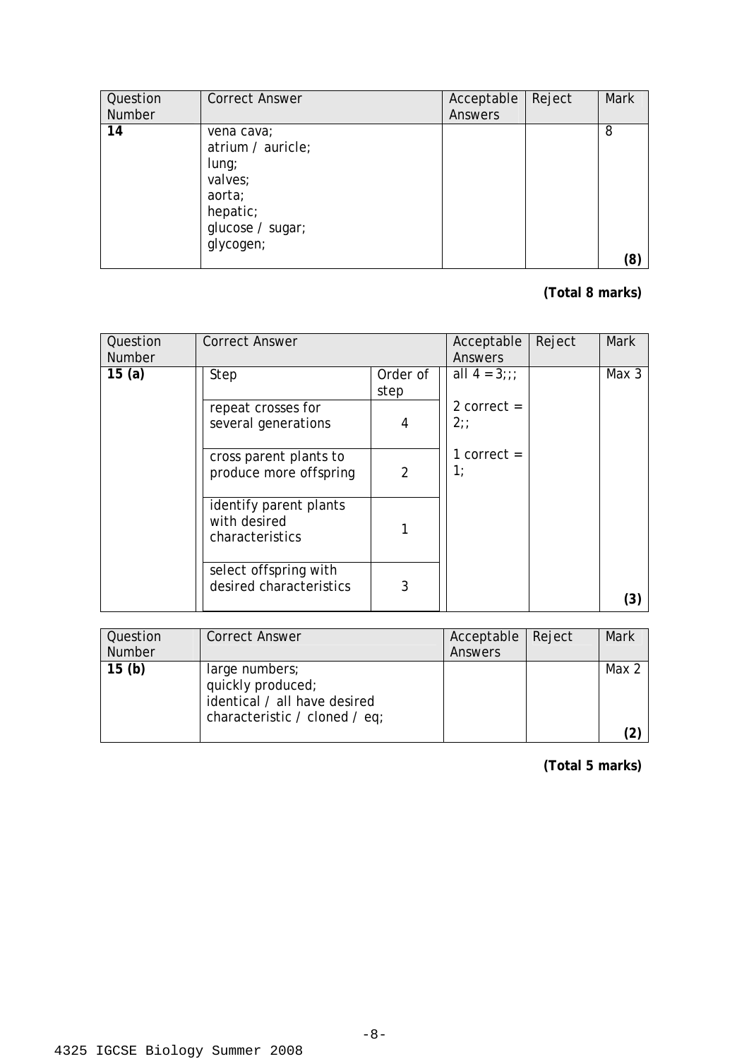| Question Number | Correct Answer | Acceptable Answers | Reject | Mark |
|---|---|---|---|---|
| **14** | vena cava;<br>atrium / auricle;<br>lung;<br>valves;<br>aorta;<br>hepatic;<br>glucose / sugar;<br>glycogen; | | | 8<br><br>**(8)** |

**(Total 8 marks)**

| Question Number | Correct Answer | | Acceptable Answers | Reject | Mark |
|---|---|---|---|---|---|
| **15 (a)** | Step | Order of step | all 4 = 3;;;<br><br>2 correct = 2;;<br><br>1 correct = 1; | | Max 3<br><br>**(3)** |
| | repeat crosses for several generations | 4 | | | |
| | cross parent plants to produce more offspring | 2 | | | |
| | identify parent plants with desired characteristics | 1 | | | |
| | select offspring with desired characteristics | 3 | | | |

| Question Number | Correct Answer | Acceptable Answers | Reject | Mark |
|---|---|---|---|---|
| **15 (b)** | large numbers;<br>quickly produced;<br>identical / all have desired characteristic / cloned / eq; | | | Max 2<br><br>**(2)** |

**(Total 5 marks)**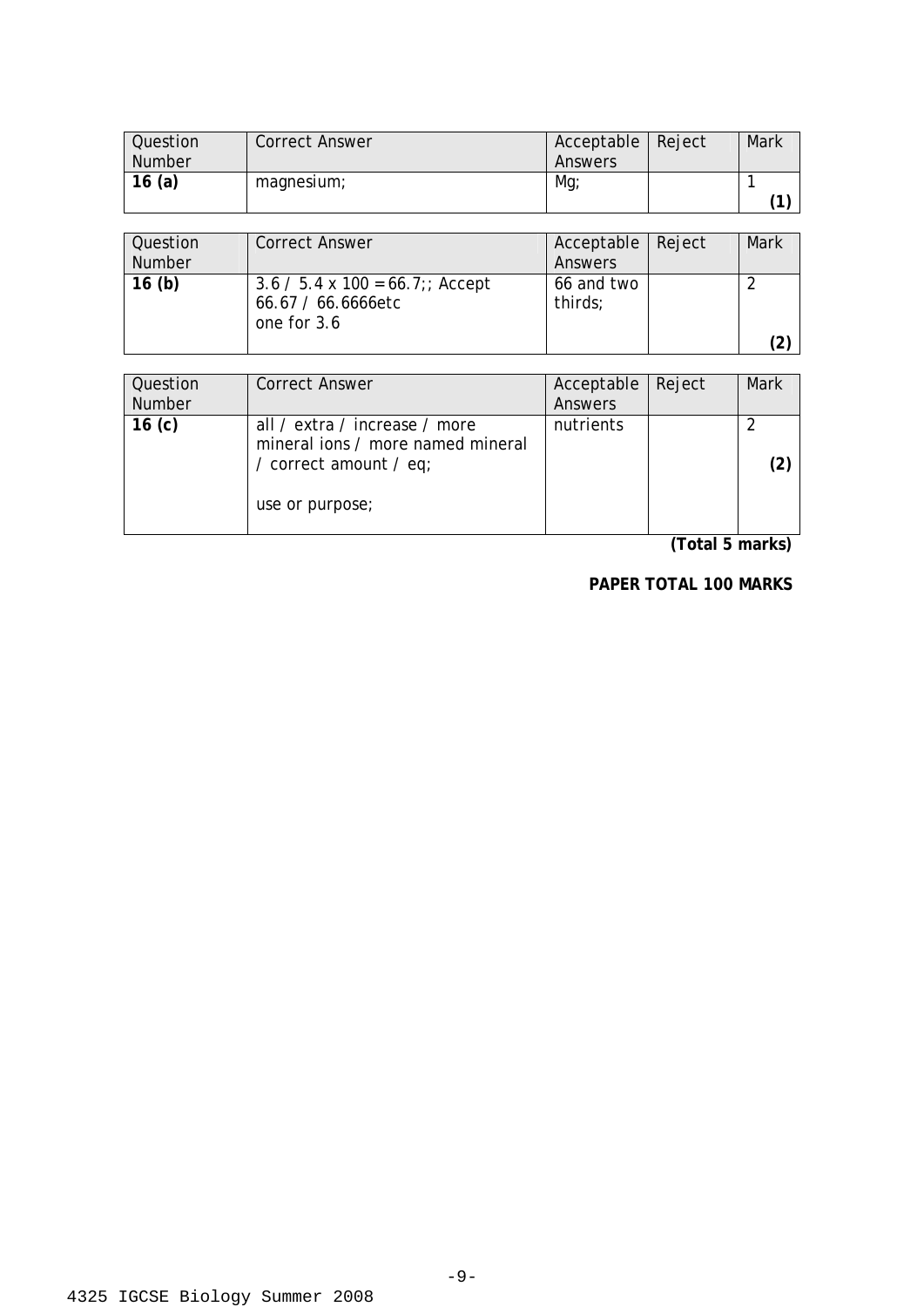| Question Number | Correct Answer | Acceptable Answers | Reject | Mark |
|---|---|---|---|---|
| **16 (a)** | magnesium; | Mg; | | 1 **(1)** |

| Question Number | Correct Answer | Acceptable Answers | Reject | Mark |
|---|---|---|---|---|
| **16 (b)** | 3.6 / 5.4 x 100 = 66.7;; Accept 66.67 / 66.6666etc one for 3.6 | 66 and two thirds; | | 2 **(2)** |

| Question Number | Correct Answer | Acceptable Answers | Reject | Mark |
|---|---|---|---|---|
| **16 (c)** | all / extra / increase / more mineral ions / more named mineral / correct amount / eq; use or purpose; | nutrients | | 2 **(2)** |

**(Total 5 marks)**

**PAPER TOTAL 100 MARKS**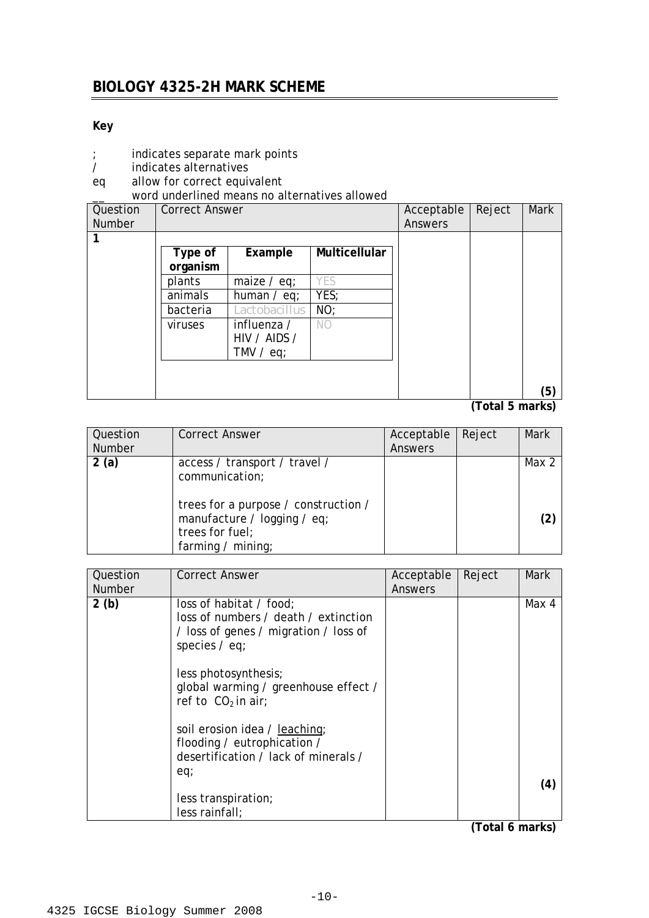# BIOLOGY 4325-2H MARK SCHEME

**Key**

; indicates separate mark points
/ indicates alternatives
eq allow for correct equivalent
__ word underlined means no alternatives allowed

| Question Number | Correct Answer | Acceptable Answers | Reject | Mark |
|---|---|---|---|---|
| **1** | <table><tr><th>Type of organism</th><th>Example</th><th>Multicellular</th></tr><tr><td>plants</td><td>maize / eq;</td><td>YES</td></tr><tr><td>animals</td><td>human / eq;</td><td>YES;</td></tr><tr><td>bacteria</td><td>Lactobacillus</td><td>NO;</td></tr><tr><td>viruses</td><td>influenza / HIV / AIDS / TMV / eq;</td><td>NO</td></tr></table> | | | **(5)** |

**(Total 5 marks)**

| Question Number | Correct Answer | Acceptable Answers | Reject | Mark |
|---|---|---|---|---|
| **2 (a)** | access / transport / travel / communication;<br><br>trees for a purpose / construction / manufacture / logging / eq;<br>trees for fuel;<br>farming / mining; | | | Max 2<br><br>**(2)** |

| Question Number | Correct Answer | Acceptable Answers | Reject | Mark |
|---|---|---|---|---|
| **2 (b)** | loss of habitat / food;<br>loss of numbers / death / extinction / loss of genes / migration / loss of species / eq;<br><br>less photosynthesis;<br>global warming / greenhouse effect / ref to $CO_2$ in air;<br><br>soil erosion idea / <u>leaching</u>;<br>flooding / eutrophication / desertification / lack of minerals / eq;<br><br>less transpiration;<br>less rainfall; | | | Max 4<br><br>**(4)** |

**(Total 6 marks)**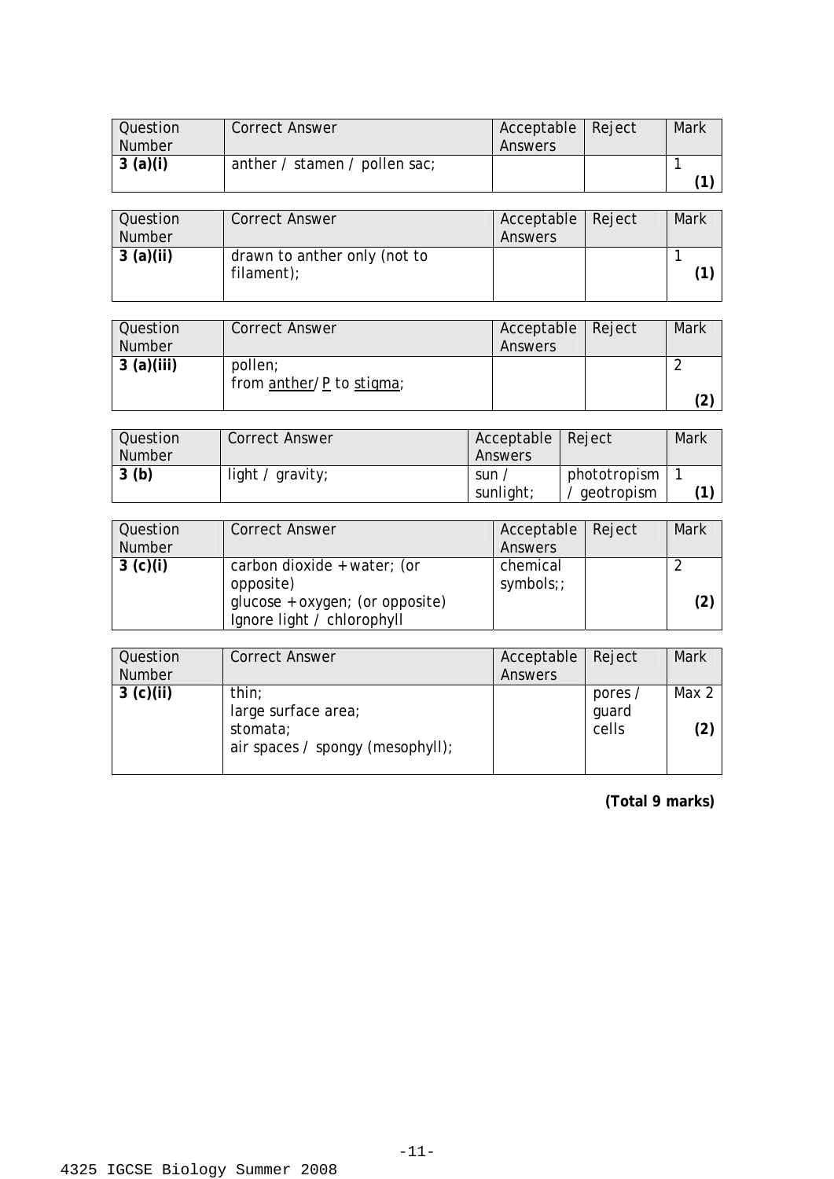| Question Number | Correct Answer | Acceptable Answers | Reject | Mark |
|---|---|---|---|---|
| **3 (a)(i)** | anther / stamen / pollen sac; | | | 1 **(1)** |

| Question Number | Correct Answer | Acceptable Answers | Reject | Mark |
|---|---|---|---|---|
| **3 (a)(ii)** | drawn to anther only (not to filament); | | | 1 **(1)** |

| Question Number | Correct Answer | Acceptable Answers | Reject | Mark |
|---|---|---|---|---|
| **3 (a)(iii)** | pollen;<br>from <u>anther</u>/<u>P</u> to <u>stigma</u>; | | | 2 **(2)** |

| Question Number | Correct Answer | Acceptable Answers | Reject | Mark |
|---|---|---|---|---|
| **3 (b)** | light / gravity; | sun / sunlight; | phototropism / geotropism | 1 **(1)** |

| Question Number | Correct Answer | Acceptable Answers | Reject | Mark |
|---|---|---|---|---|
| **3 (c)(i)** | carbon dioxide + water; (or opposite)<br>glucose + oxygen; (or opposite)<br>Ignore light / chlorophyll | chemical symbols;; | | 2 **(2)** |

| Question Number | Correct Answer | Acceptable Answers | Reject | Mark |
|---|---|---|---|---|
| **3 (c)(ii)** | thin;<br>large surface area;<br>stomata;<br>air spaces / spongy (mesophyll); | | pores / guard cells | Max 2 **(2)** |

**(Total 9 marks)**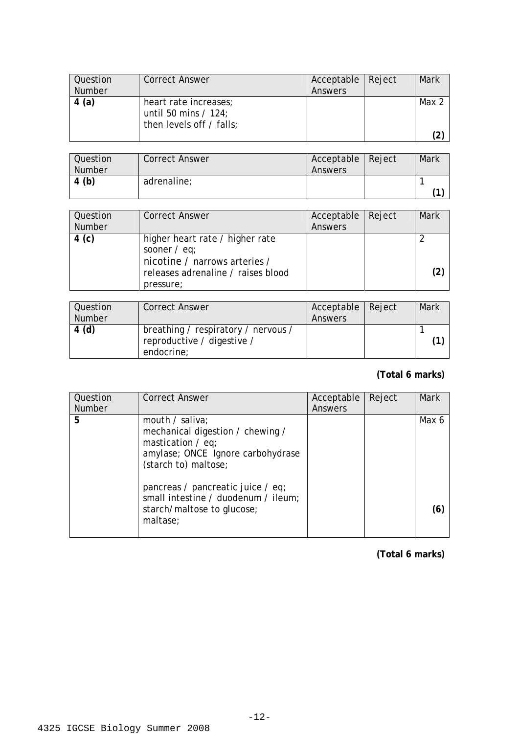| Question Number | Correct Answer | Acceptable Answers | Reject | Mark |
|---|---|---|---|---|
| **4 (a)** | heart rate increases;<br>until 50 mins / 124;<br>then levels off / falls; | | | Max 2<br>**(2)** |

| Question Number | Correct Answer | Acceptable Answers | Reject | Mark |
|---|---|---|---|---|
| **4 (b)** | adrenaline; | | | 1<br>**(1)** |

| Question Number | Correct Answer | Acceptable Answers | Reject | Mark |
|---|---|---|---|---|
| **4 (c)** | higher heart rate / higher rate sooner / eq;<br>nicotine / narrows arteries / releases adrenaline / raises blood pressure; | | | 2<br>**(2)** |

| Question Number | Correct Answer | Acceptable Answers | Reject | Mark |
|---|---|---|---|---|
| **4 (d)** | breathing / respiratory / nervous / reproductive / digestive / endocrine; | | | 1<br>**(1)** |

**(Total 6 marks)**

| Question Number | Correct Answer | Acceptable Answers | Reject | Mark |
|---|---|---|---|---|
| **5** | mouth / saliva;<br>mechanical digestion / chewing / mastication / eq;<br>amylase; ONCE Ignore carbohydrase<br>(starch to) maltose;<br><br>pancreas / pancreatic juice / eq;<br>small intestine / duodenum / ileum;<br>starch/maltose to glucose;<br>maltase; | | | Max 6<br>**(6)** |

**(Total 6 marks)**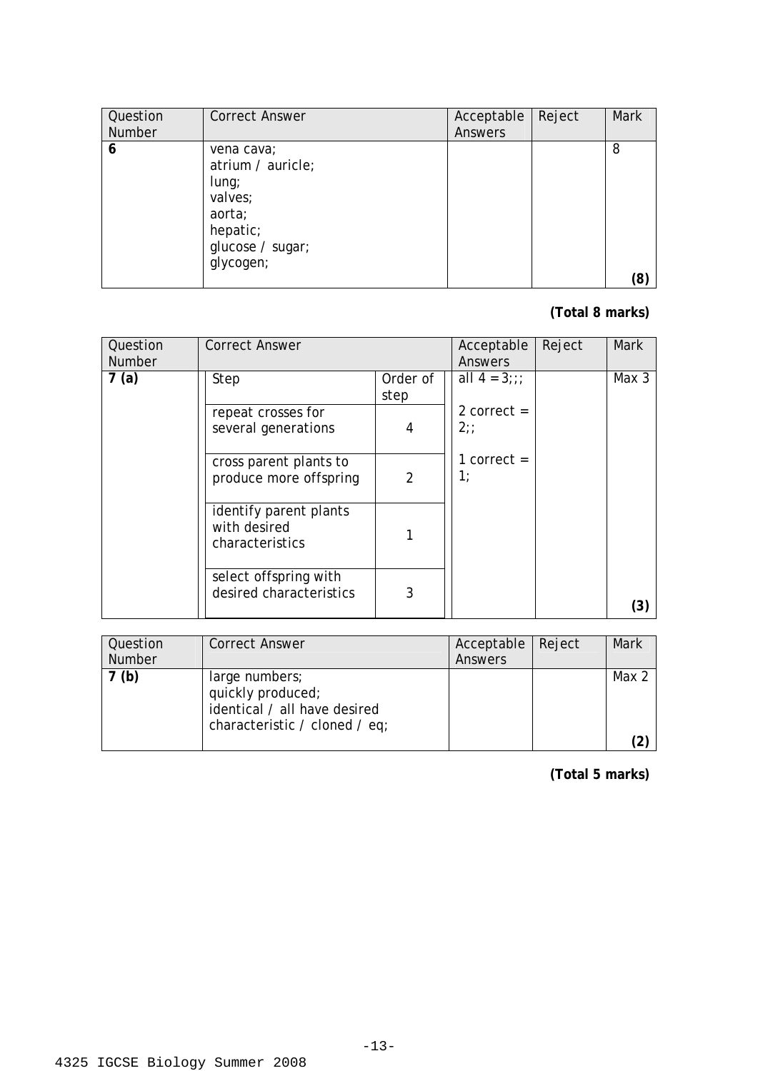| Question Number | Correct Answer | Acceptable Answers | Reject | Mark |
|---|---|---|---|---|
| **6** | vena cava;<br>atrium / auricle;<br>lung;<br>valves;<br>aorta;<br>hepatic;<br>glucose / sugar;<br>glycogen; | | | 8<br><br>**(8)** |

**(Total 8 marks)**

| Question Number | Correct Answer | | Acceptable Answers | Reject | Mark |
|---|---|---|---|---|---|
| **7 (a)** | Step | Order of step | all 4 = 3;;;<br><br>2 correct = 2;;<br><br>1 correct = 1; | | Max 3<br><br>**(3)** |
| | repeat crosses for several generations | 4 | | | |
| | cross parent plants to produce more offspring | 2 | | | |
| | identify parent plants with desired characteristics | 1 | | | |
| | select offspring with desired characteristics | 3 | | | |

| Question Number | Correct Answer | Acceptable Answers | Reject | Mark |
|---|---|---|---|---|
| **7 (b)** | large numbers;<br>quickly produced;<br>identical / all have desired characteristic / cloned / eq; | | | Max 2<br><br>**(2)** |

**(Total 5 marks)**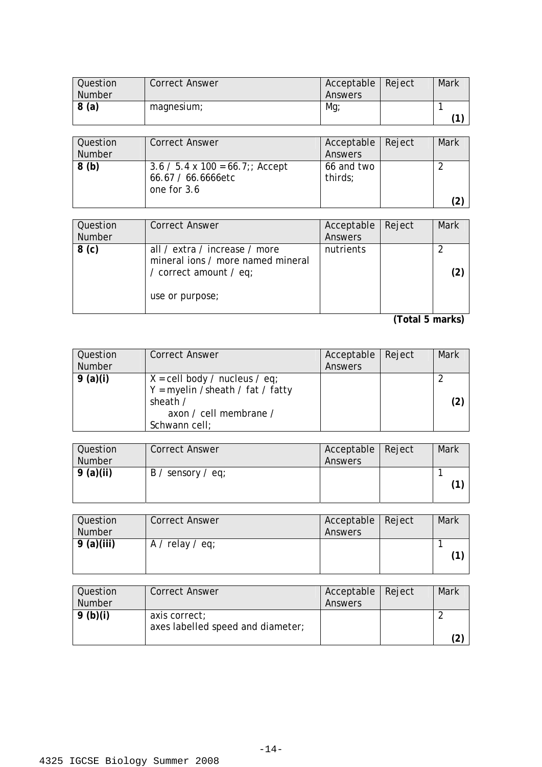| Question Number | Correct Answer | Acceptable Answers | Reject | Mark |
|---|---|---|---|---|
| **8 (a)** | magnesium; | Mg; | | 1 **(1)** |

| Question Number | Correct Answer | Acceptable Answers | Reject | Mark |
|---|---|---|---|---|
| **8 (b)** | 3.6 / 5.4 x 100 = 66.7;; Accept 66.67 / 66.6666etc one for 3.6 | 66 and two thirds; | | 2 **(2)** |

| Question Number | Correct Answer | Acceptable Answers | Reject | Mark |
|---|---|---|---|---|
| **8 (c)** | all / extra / increase / more mineral ions / more named mineral / correct amount / eq; use or purpose; | nutrients | | 2 **(2)** |

**(Total 5 marks)**

| Question Number | Correct Answer | Acceptable Answers | Reject | Mark |
|---|---|---|---|---|
| **9 (a)(i)** | X = cell body / nucleus / eq; Y = myelin / sheath / fat / fatty sheath / axon / cell membrane / Schwann cell; | | | 2 **(2)** |

| Question Number | Correct Answer | Acceptable Answers | Reject | Mark |
|---|---|---|---|---|
| **9 (a)(ii)** | B / sensory / eq; | | | 1 **(1)** |

| Question Number | Correct Answer | Acceptable Answers | Reject | Mark |
|---|---|---|---|---|
| **9 (a)(iii)** | A / relay / eq; | | | 1 **(1)** |

| Question Number | Correct Answer | Acceptable Answers | Reject | Mark |
|---|---|---|---|---|
| **9 (b)(i)** | axis correct; axes labelled speed and diameter; | | | 2 **(2)** |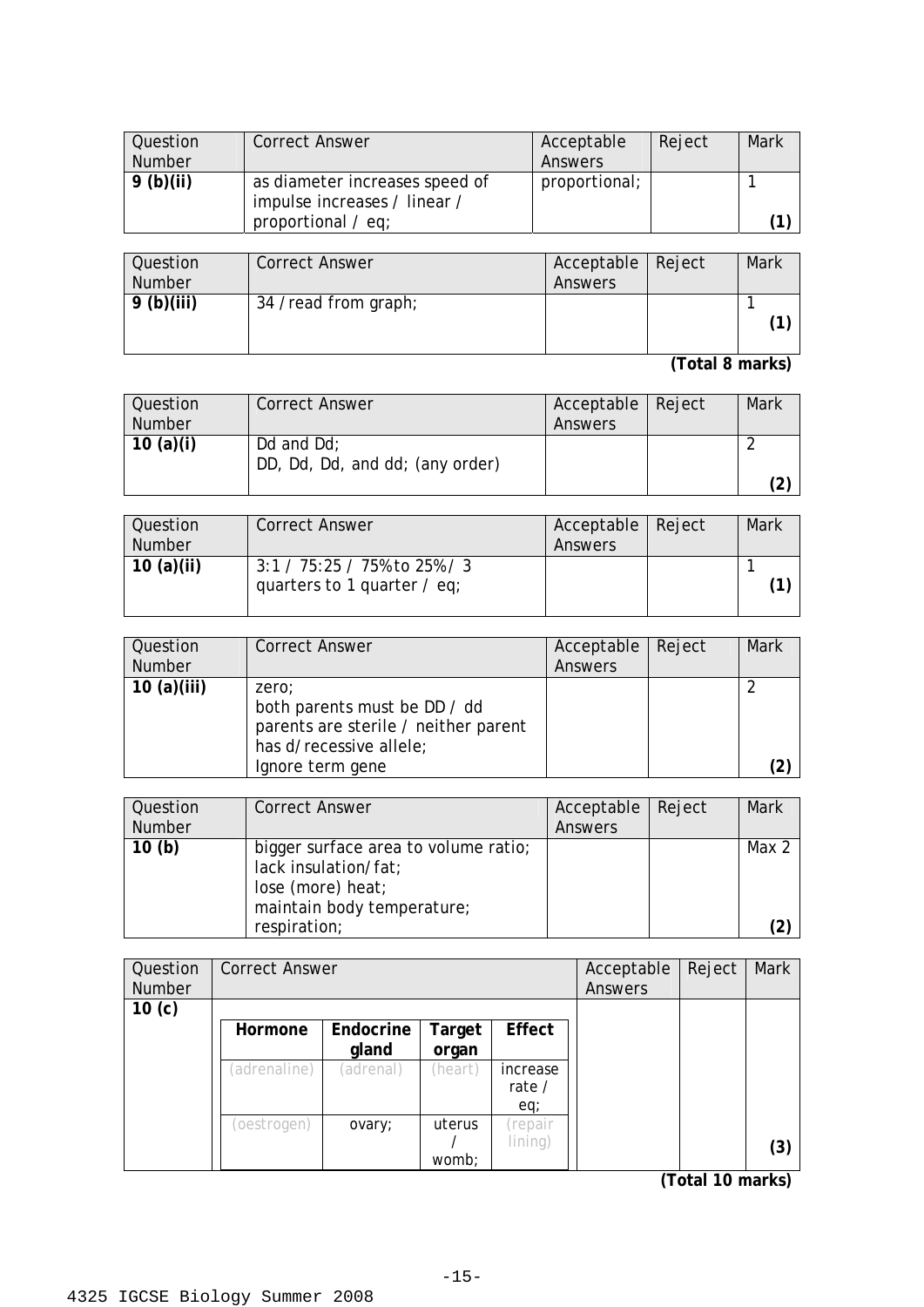| Question Number | Correct Answer | Acceptable Answers | Reject | Mark |
|---|---|---|---|---|
| **9 (b)(ii)** | as diameter increases speed of impulse increases / linear / proportional / eq; | proportional; | | 1 **(1)** |

| Question Number | Correct Answer | Acceptable Answers | Reject | Mark |
|---|---|---|---|---|
| **9 (b)(iii)** | 34 / read from graph; | | | 1 **(1)** |

**(Total 8 marks)**

| Question Number | Correct Answer | Acceptable Answers | Reject | Mark |
|---|---|---|---|---|
| **10 (a)(i)** | Dd and Dd;<br>DD, Dd, Dd, and dd; (any order) | | | 2 **(2)** |

| Question Number | Correct Answer | Acceptable Answers | Reject | Mark |
|---|---|---|---|---|
| **10 (a)(ii)** | 3:1 / 75:25 / 75% to 25% / 3 quarters to 1 quarter / eq; | | | 1 **(1)** |

| Question Number | Correct Answer | Acceptable Answers | Reject | Mark |
|---|---|---|---|---|
| **10 (a)(iii)** | zero;<br>both parents must be DD / dd parents are sterile / neither parent has d/recessive allele;<br>Ignore term gene | | | 2 **(2)** |

| Question Number | Correct Answer | Acceptable Answers | Reject | Mark |
|---|---|---|---|---|
| **10 (b)** | bigger surface area to volume ratio;<br>lack insulation/fat;<br>lose (more) heat;<br>maintain body temperature;<br>respiration; | | | Max 2 **(2)** |

**10 (c)** (Acceptable Answers: none; Reject: none; Mark: **(3)**)

| Hormone | Endocrine gland | Target organ | Effect |
|---|---|---|---|
| (adrenaline) | (adrenal) | (heart) | increase rate / eq; |
| (oestrogen) | ovary; | uterus / womb; | (repair lining) |

**(Total 10 marks)**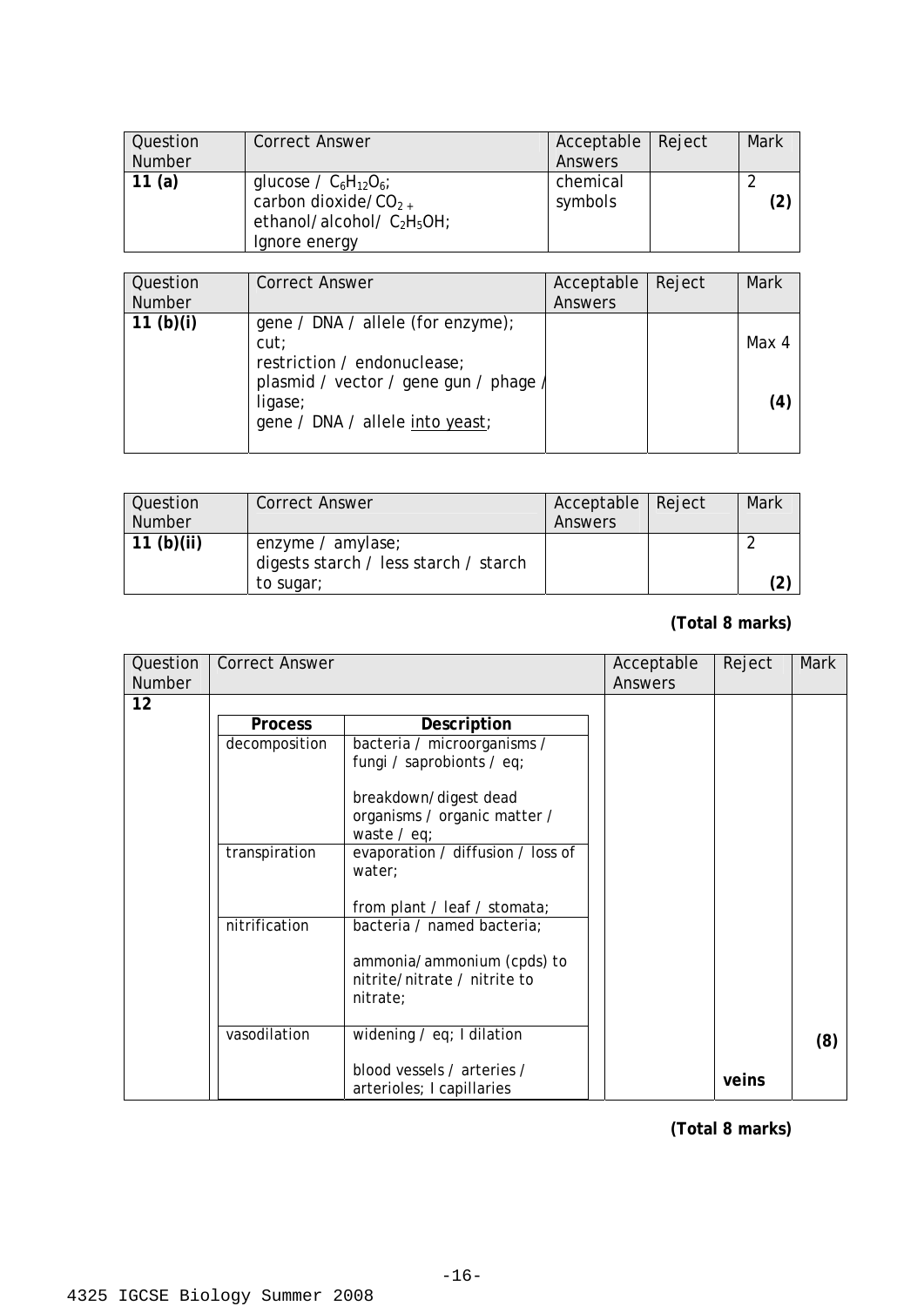| Question Number | Correct Answer | Acceptable Answers | Reject | Mark |
|---|---|---|---|---|
| **11 (a)** | glucose / $C_6H_{12}O_6$;<br>carbon dioxide/$CO_2$ +<br>ethanol/alcohol/ $C_2H_5OH$;<br>Ignore energy | chemical symbols | | 2<br>**(2)** |

| Question Number | Correct Answer | Acceptable Answers | Reject | Mark |
|---|---|---|---|---|
| **11 (b)(i)** | gene / DNA / allele (for enzyme);<br>cut;<br>restriction / endonuclease;<br>plasmid / vector / gene gun / phage / ligase;<br>gene / DNA / allele <u>into yeast</u>; | | | Max 4<br><br>**(4)** |

| Question Number | Correct Answer | Acceptable Answers | Reject | Mark |
|---|---|---|---|---|
| **11 (b)(ii)** | enzyme / amylase;<br>digests starch / less starch / starch to sugar; | | | 2<br>**(2)** |

**(Total 8 marks)**

| Question Number | Process | Description | Acceptable Answers | Reject | Mark |
|---|---|---|---|---|---|
| **12** | decomposition | bacteria / microorganisms / fungi / saprobionts / eq;<br><br>breakdown/digest dead organisms / organic matter / waste / eq; | | | |
| | transpiration | evaporation / diffusion / loss of water;<br><br>from plant / leaf / stomata; | | | |
| | nitrification | bacteria / named bacteria;<br><br>ammonia/ammonium (cpds) to nitrite/nitrate / nitrite to nitrate; | | | |
| | vasodilation | widening / eq; I dilation<br><br>blood vessels / arteries / arterioles; I capillaries | | **veins** | **(8)** |

**(Total 8 marks)**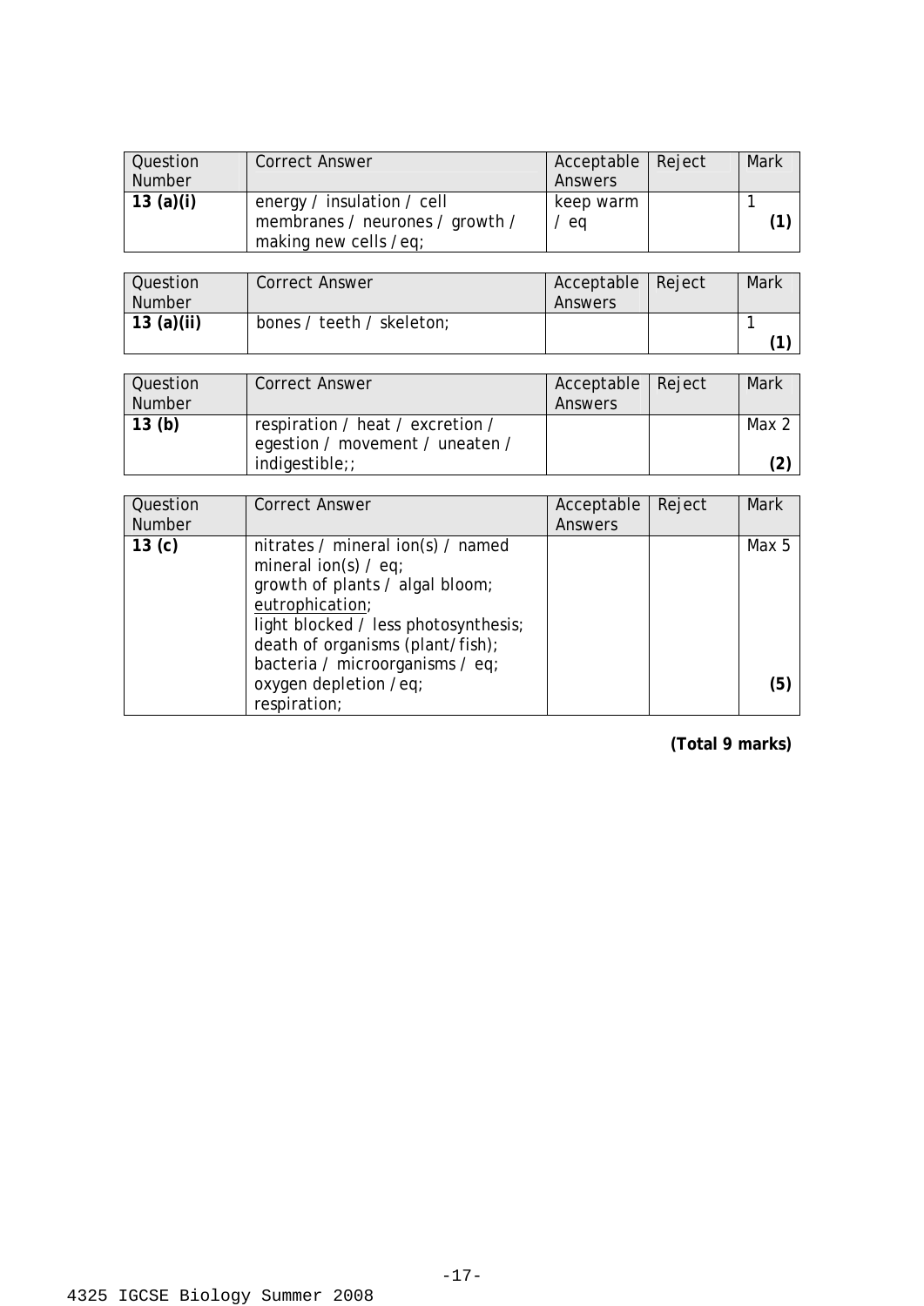| Question Number | Correct Answer | Acceptable Answers | Reject | Mark |
|---|---|---|---|---|
| **13 (a)(i)** | energy / insulation / cell membranes / neurones / growth / making new cells / eq; | keep warm / eq | | 1 **(1)** |

| Question Number | Correct Answer | Acceptable Answers | Reject | Mark |
|---|---|---|---|---|
| **13 (a)(ii)** | bones / teeth / skeleton; | | | 1 **(1)** |

| Question Number | Correct Answer | Acceptable Answers | Reject | Mark |
|---|---|---|---|---|
| **13 (b)** | respiration / heat / excretion / egestion / movement / uneaten / indigestible;; | | | Max 2 **(2)** |

| Question Number | Correct Answer | Acceptable Answers | Reject | Mark |
|---|---|---|---|---|
| **13 (c)** | nitrates / mineral ion(s) / named mineral ion(s) / eq;<br>growth of plants / algal bloom;<br><u>eutrophication</u>;<br>light blocked / less photosynthesis;<br>death of organisms (plant/fish);<br>bacteria / microorganisms / eq;<br>oxygen depletion / eq;<br>respiration; | | | Max 5 **(5)** |

**(Total 9 marks)**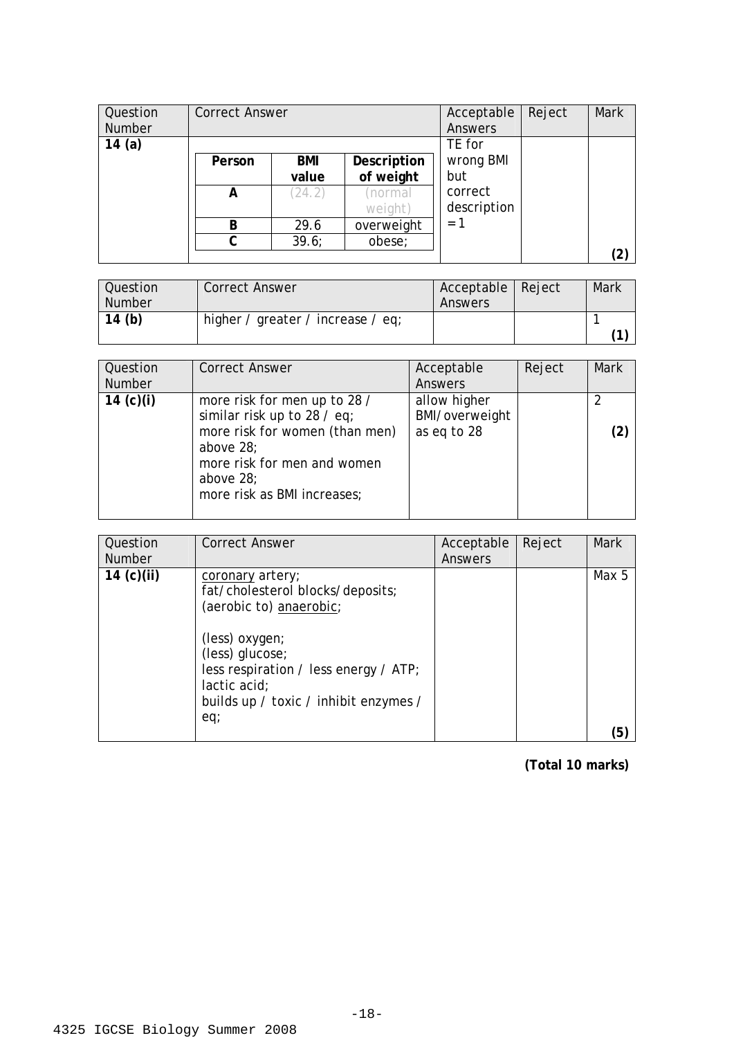| Question Number | Correct Answer | | | Acceptable Answers | Reject | Mark |
|---|---|---|---|---|---|---|
| 14 (a) | **Person** | **BMI value** | **Description of weight** | TE for wrong BMI but correct description = 1 | | (2) |
| | **A** | (24.2) | (normal weight) | | | |
| | **B** | 29.6 | overweight | | | |
| | **C** | 39.6; | obese; | | | |

| Question Number | Correct Answer | Acceptable Answers | Reject | Mark |
|---|---|---|---|---|
| 14 (b) | higher / greater / increase / eq; | | | 1 (1) |

| Question Number | Correct Answer | Acceptable Answers | Reject | Mark |
|---|---|---|---|---|
| 14 (c)(i) | more risk for men up to 28 / similar risk up to 28 / eq;<br>more risk for women (than men) above 28;<br>more risk for men and women above 28;<br>more risk as BMI increases; | allow higher BMI/overweight as eq to 28 | | 2 (2) |

| Question Number | Correct Answer | Acceptable Answers | Reject | Mark |
|---|---|---|---|---|
| 14 (c)(ii) | coronary artery;<br>fat/cholesterol blocks/deposits;<br>(aerobic to) anaerobic;<br><br>(less) oxygen;<br>(less) glucose;<br>less respiration / less energy / ATP;<br>lactic acid;<br>builds up / toxic / inhibit enzymes / eq; | | | Max 5 (5) |

**(Total 10 marks)**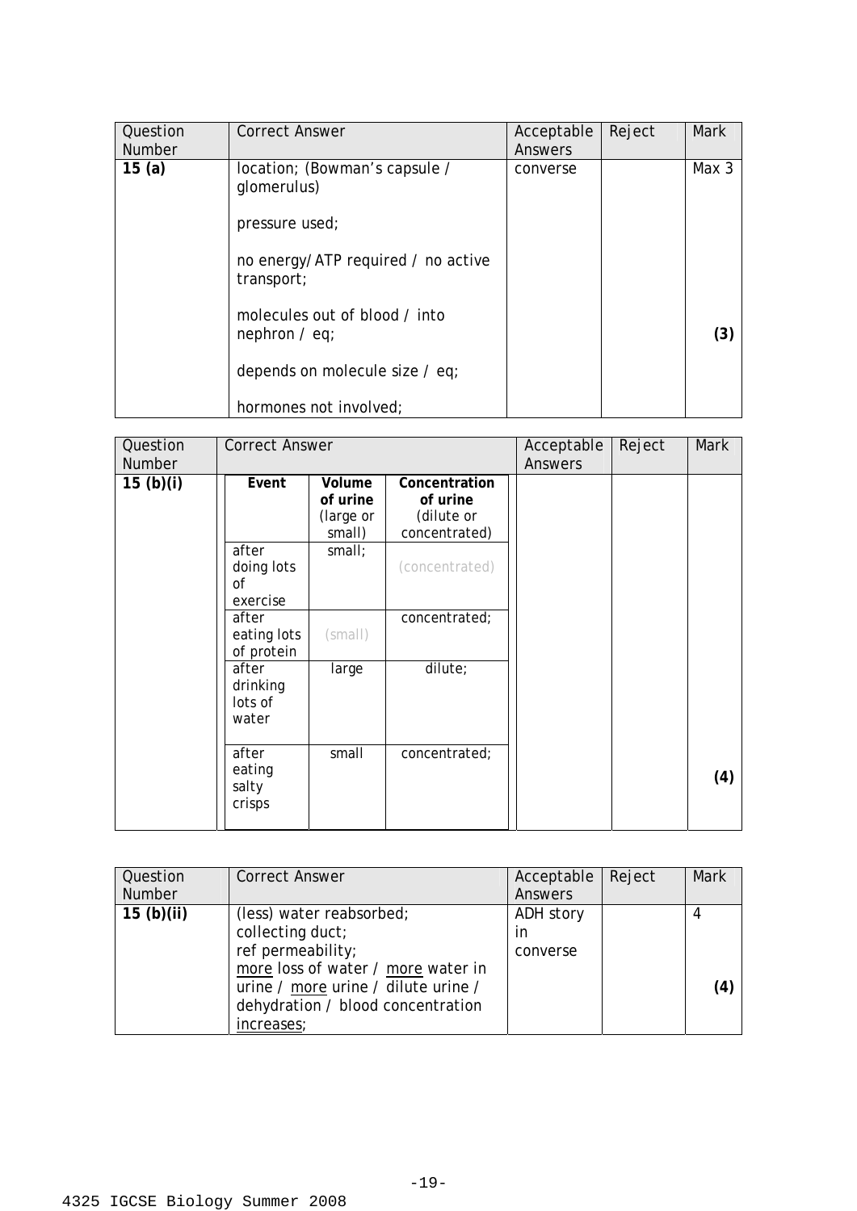| Question Number | Correct Answer | Acceptable Answers | Reject | Mark |
|---|---|---|---|---|
| **15 (a)** | location; (Bowman's capsule / glomerulus)<br><br>pressure used;<br><br>no energy/ATP required / no active transport;<br><br>molecules out of blood / into nephron / eq;<br><br>depends on molecule size / eq;<br><br>hormones not involved; | converse | | Max 3<br><br>**(3)** |

| Question Number | Correct Answer | Acceptable Answers | Reject | Mark |
|---|---|---|---|---|
| **15 (b)(i)** | (see table below) | | | **(4)** |

| Event | Volume of urine (large or small) | Concentration of urine (dilute or concentrated) |
|---|---|---|
| after doing lots of exercise | small; | (concentrated) |
| after eating lots of protein | (small) | concentrated; |
| after drinking lots of water | large | dilute; |
| after eating salty crisps | small | concentrated; |

| Question Number | Correct Answer | Acceptable Answers | Reject | Mark |
|---|---|---|---|---|
| **15 (b)(ii)** | (less) water reabsorbed;<br>collecting duct;<br>ref permeability;<br>more loss of water / more water in urine / more urine / dilute urine / dehydration / blood concentration increases; | ADH story in converse | | 4<br><br>**(4)** |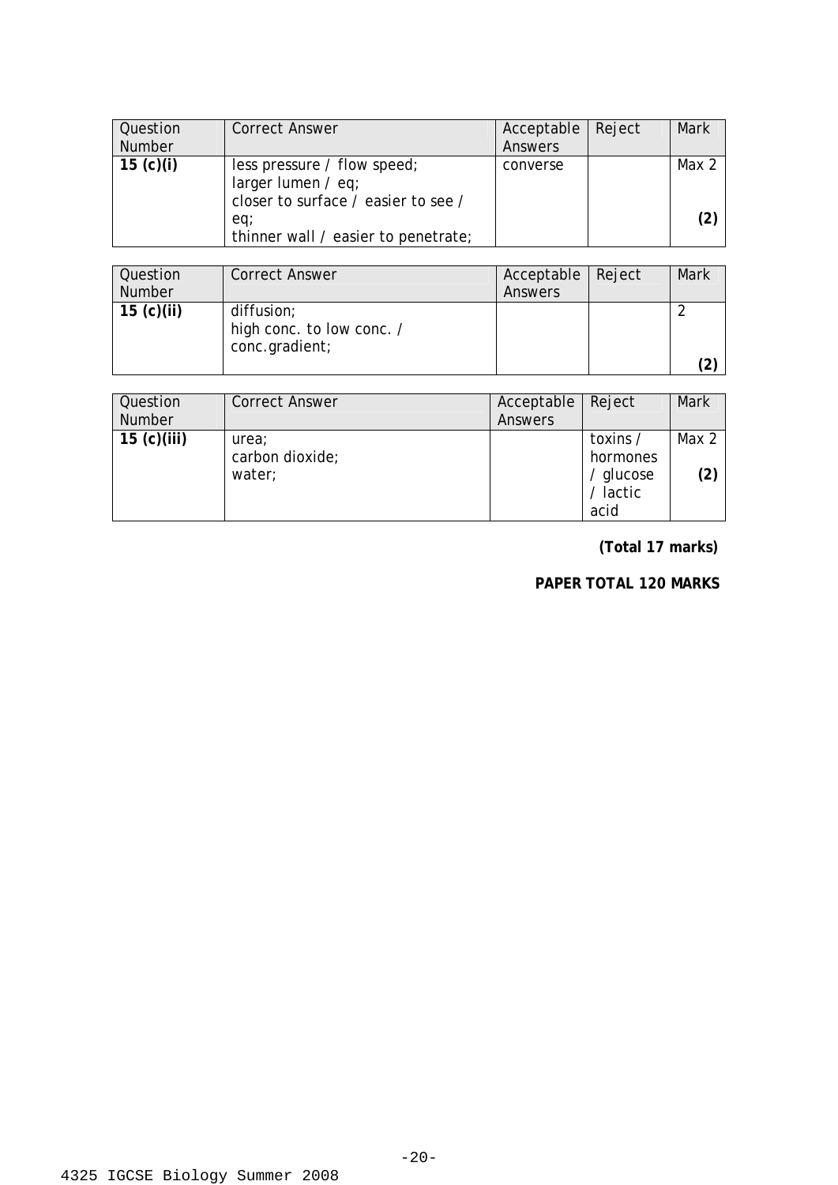| Question Number | Correct Answer | Acceptable Answers | Reject | Mark |
|---|---|---|---|---|
| **15 (c)(i)** | less pressure / flow speed;<br>larger lumen / eq;<br>closer to surface / easier to see / eq;<br>thinner wall / easier to penetrate; | converse | | Max 2<br><br>**(2)** |

| Question Number | Correct Answer | Acceptable Answers | Reject | Mark |
|---|---|---|---|---|
| **15 (c)(ii)** | diffusion;<br>high conc. to low conc. / conc.gradient; | | | 2<br><br>**(2)** |

| Question Number | Correct Answer | Acceptable Answers | Reject | Mark |
|---|---|---|---|---|
| **15 (c)(iii)** | urea;<br>carbon dioxide;<br>water; | | toxins / hormones / glucose / lactic acid | Max 2<br><br>**(2)** |

**(Total 17 marks)**

**PAPER TOTAL 120 MARKS**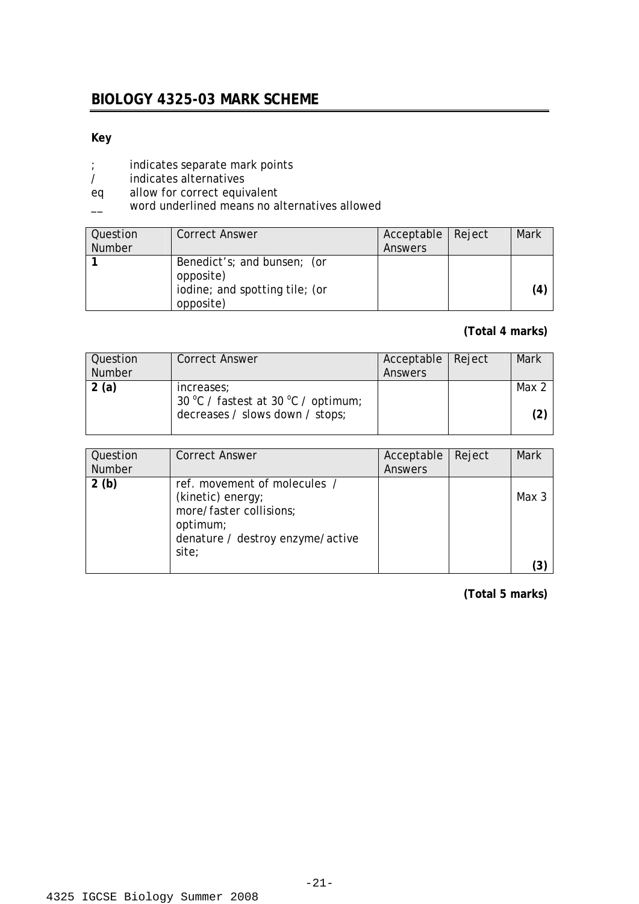## BIOLOGY 4325-03 MARK SCHEME

**Key**

; indicates separate mark points
/ indicates alternatives
eq allow for correct equivalent
__ word underlined means no alternatives allowed

| Question Number | Correct Answer | Acceptable Answers | Reject | Mark |
|---|---|---|---|---|
| **1** | Benedict's; and bunsen; (or opposite)<br>iodine; and spotting tile; (or opposite) | | | **(4)** |

**(Total 4 marks)**

| Question Number | Correct Answer | Acceptable Answers | Reject | Mark |
|---|---|---|---|---|
| **2 (a)** | increases;<br>30 °C / fastest at 30 °C / optimum;<br>decreases / slows down / stops; | | | Max 2<br><br>**(2)** |

| Question Number | Correct Answer | Acceptable Answers | Reject | Mark |
|---|---|---|---|---|
| **2 (b)** | ref. movement of molecules / (kinetic) energy;<br>more/faster collisions;<br>optimum;<br>denature / destroy enzyme/active site; | | | Max 3<br><br>**(3)** |

**(Total 5 marks)**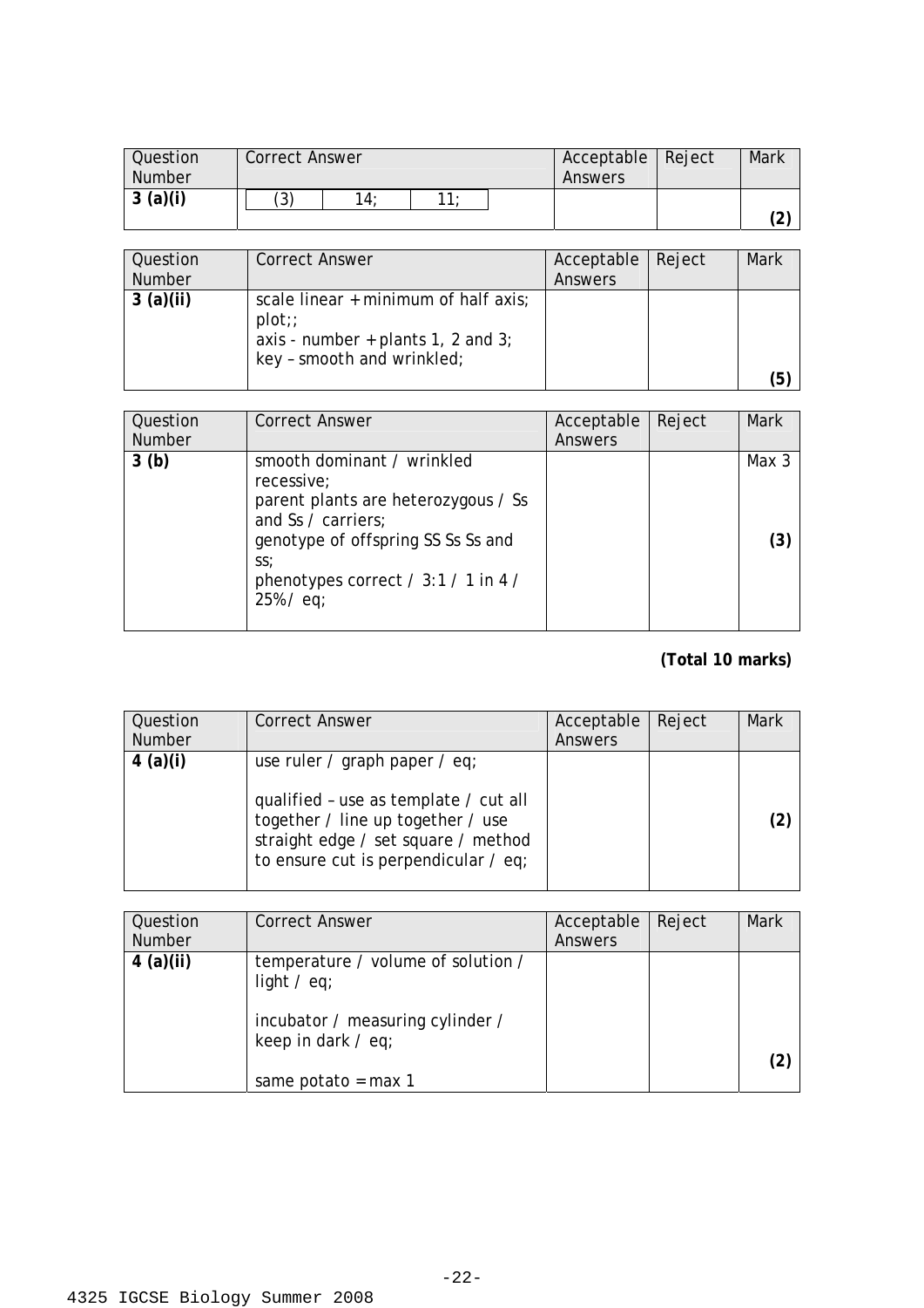| Question Number | Correct Answer | Acceptable Answers | Reject | Mark |
|---|---|---|---|---|
| **3 (a)(i)** | (3) \| 14; \| 11; | | | **(2)** |

| Question Number | Correct Answer | Acceptable Answers | Reject | Mark |
|---|---|---|---|---|
| **3 (a)(ii)** | scale linear + minimum of half axis;<br>plot;;<br>axis - number + plants 1, 2 and 3;<br>key – smooth and wrinkled; | | | **(5)** |

| Question Number | Correct Answer | Acceptable Answers | Reject | Mark |
|---|---|---|---|---|
| **3 (b)** | smooth dominant / wrinkled recessive;<br>parent plants are heterozygous / Ss and Ss / carriers;<br>genotype of offspring SS Ss Ss and ss;<br>phenotypes correct / 3:1 / 1 in 4 / 25% / eq; | | | Max 3<br><br>**(3)** |

**(Total 10 marks)**

| Question Number | Correct Answer | Acceptable Answers | Reject | Mark |
|---|---|---|---|---|
| **4 (a)(i)** | use ruler / graph paper / eq;<br><br>qualified – use as template / cut all together / line up together / use straight edge / set square / method to ensure cut is perpendicular / eq; | | | **(2)** |

| Question Number | Correct Answer | Acceptable Answers | Reject | Mark |
|---|---|---|---|---|
| **4 (a)(ii)** | temperature / volume of solution / light / eq;<br><br>incubator / measuring cylinder / keep in dark / eq;<br><br>same potato = max 1 | | | **(2)** |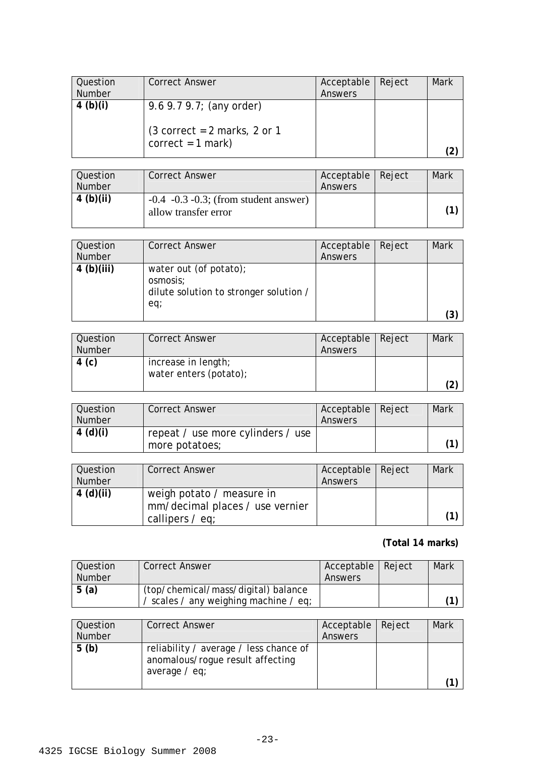| Question Number | Correct Answer | Acceptable Answers | Reject | Mark |
|---|---|---|---|---|
| **4 (b)(i)** | 9.6 9.7 9.7; (any order)<br><br>(3 correct = 2 marks, 2 or 1 correct = 1 mark) | | | **(2)** |

| Question Number | Correct Answer | Acceptable Answers | Reject | Mark |
|---|---|---|---|---|
| **4 (b)(ii)** | -0.4 -0.3 -0.3; (from student answer) allow transfer error | | | **(1)** |

| Question Number | Correct Answer | Acceptable Answers | Reject | Mark |
|---|---|---|---|---|
| **4 (b)(iii)** | water out (of potato);<br>osmosis;<br>dilute solution to stronger solution / eq; | | | **(3)** |

| Question Number | Correct Answer | Acceptable Answers | Reject | Mark |
|---|---|---|---|---|
| **4 (c)** | increase in length;<br>water enters (potato); | | | **(2)** |

| Question Number | Correct Answer | Acceptable Answers | Reject | Mark |
|---|---|---|---|---|
| **4 (d)(i)** | repeat / use more cylinders / use more potatoes; | | | **(1)** |

| Question Number | Correct Answer | Acceptable Answers | Reject | Mark |
|---|---|---|---|---|
| **4 (d)(ii)** | weigh potato / measure in mm/decimal places / use vernier callipers / eq; | | | **(1)** |

**(Total 14 marks)**

| Question Number | Correct Answer | Acceptable Answers | Reject | Mark |
|---|---|---|---|---|
| **5 (a)** | (top/chemical/mass/digital) balance / scales / any weighing machine / eq; | | | **(1)** |

| Question Number | Correct Answer | Acceptable Answers | Reject | Mark |
|---|---|---|---|---|
| **5 (b)** | reliability / average / less chance of anomalous/rogue result affecting average / eq; | | | **(1)** |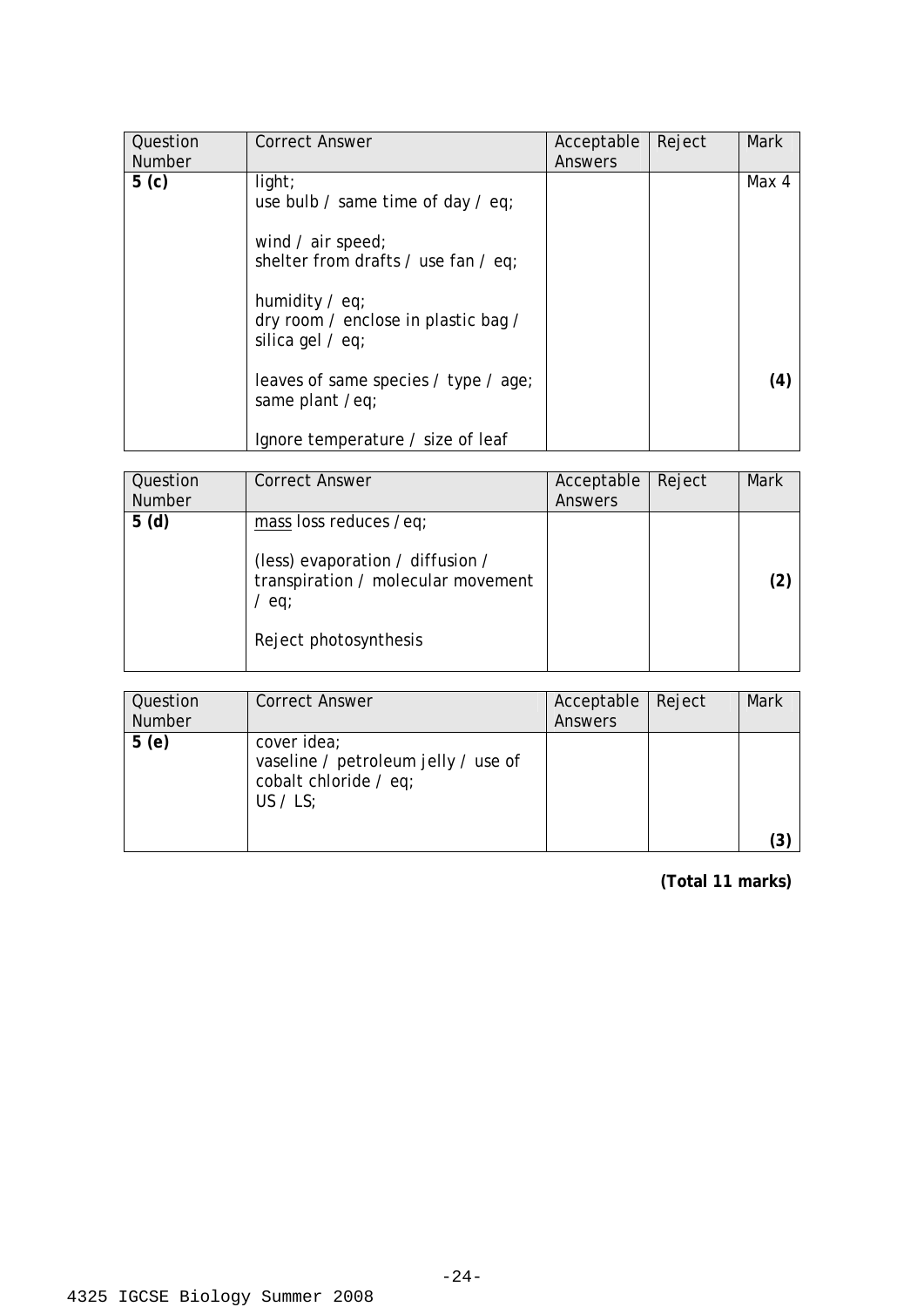| Question Number | Correct Answer | Acceptable Answers | Reject | Mark |
|---|---|---|---|---|
| **5 (c)** | light;<br>use bulb / same time of day / eq;<br><br>wind / air speed;<br>shelter from drafts / use fan / eq;<br><br>humidity / eq;<br>dry room / enclose in plastic bag / silica gel / eq;<br><br>leaves of same species / type / age; same plant /eq;<br><br>Ignore temperature / size of leaf | | | Max 4<br><br>**(4)** |

| Question Number | Correct Answer | Acceptable Answers | Reject | Mark |
|---|---|---|---|---|
| **5 (d)** | mass loss reduces /eq;<br><br>(less) evaporation / diffusion / transpiration / molecular movement / eq;<br><br>Reject photosynthesis | | | **(2)** |

| Question Number | Correct Answer | Acceptable Answers | Reject | Mark |
|---|---|---|---|---|
| **5 (e)** | cover idea;<br>vaseline / petroleum jelly / use of cobalt chloride / eq;<br>US / LS; | | | **(3)** |

**(Total 11 marks)**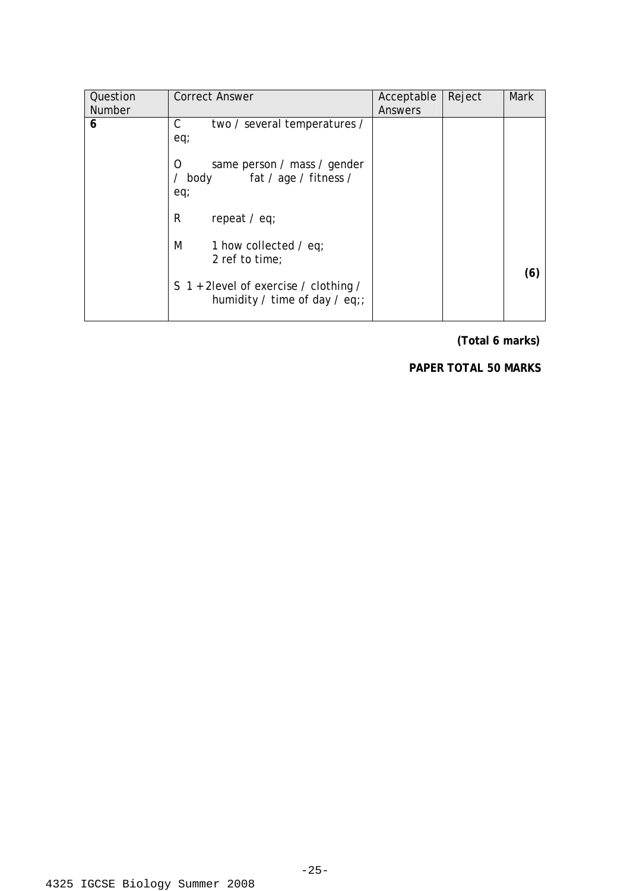| Question Number | Correct Answer | Acceptable Answers | Reject | Mark |
|---|---|---|---|---|
| **6** | C two / several temperatures / eq;<br><br>O same person / mass / gender / body fat / age / fitness / eq;<br><br>R repeat / eq;<br><br>M 1 how collected / eq;<br>2 ref to time;<br><br>S 1 + 2 level of exercise / clothing / humidity / time of day / eq;; | | | **(6)** |

**(Total 6 marks)**

**PAPER TOTAL 50 MARKS**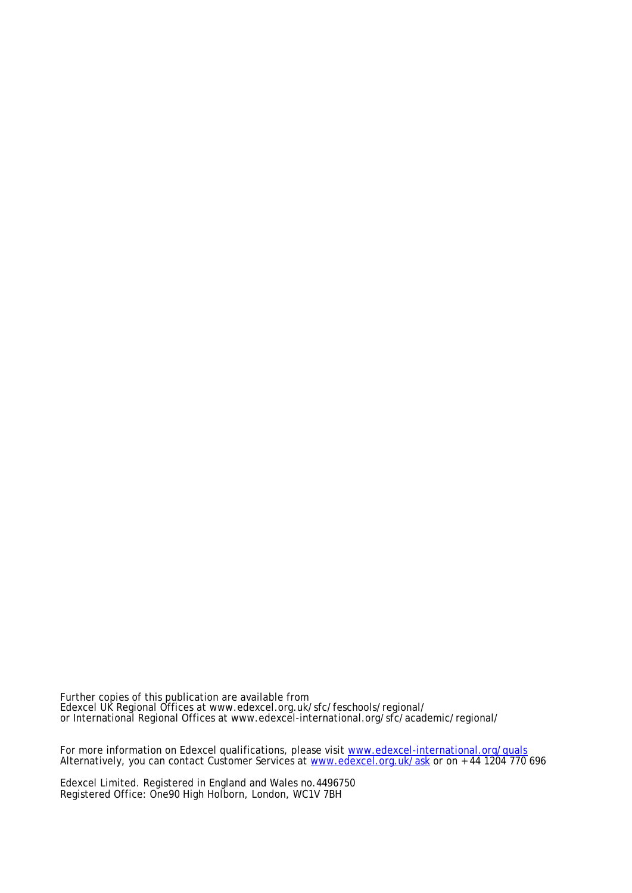Further copies of this publication are available from
Edexcel UK Regional Offices at www.edexcel.org.uk/sfc/feschools/regional/
or International Regional Offices at www.edexcel-international.org/sfc/academic/regional/

For more information on Edexcel qualifications, please visit www.edexcel-international.org/quals
Alternatively, you can contact Customer Services at www.edexcel.org.uk/ask or on +44 1204 770 696

Edexcel Limited. Registered in England and Wales no.4496750
Registered Office: One90 High Holborn, London, WC1V 7BH